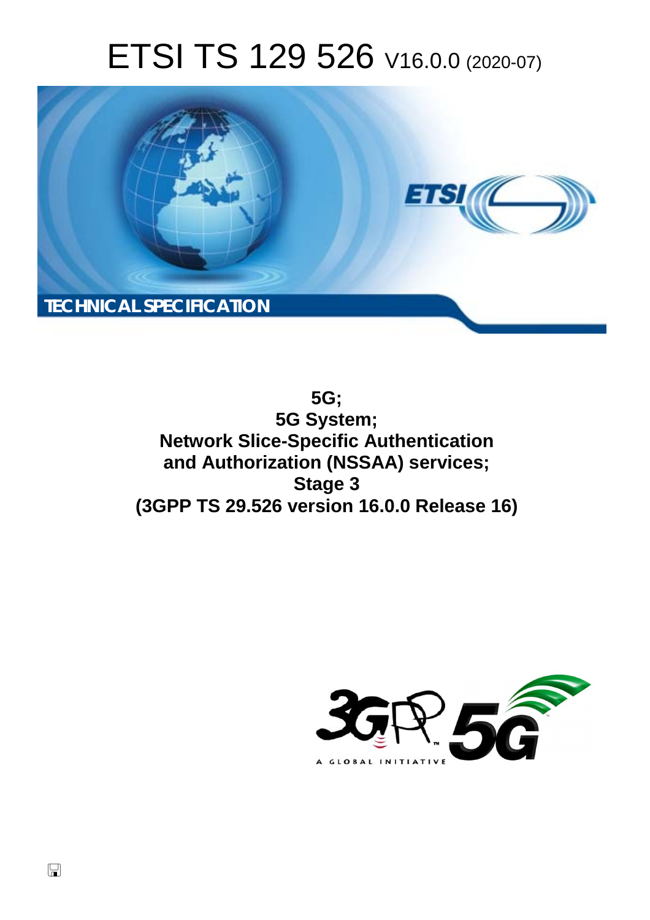# ETSI TS 129 526 V16.0.0 (2020-07)

TECHNICAL SPECIFICATION

**5G;**
**5G System;**
**Network Slice-Specific Authentication and Authorization (NSSAA) services;**
**Stage 3**
**(3GPP TS 29.526 version 16.0.0 Release 16)**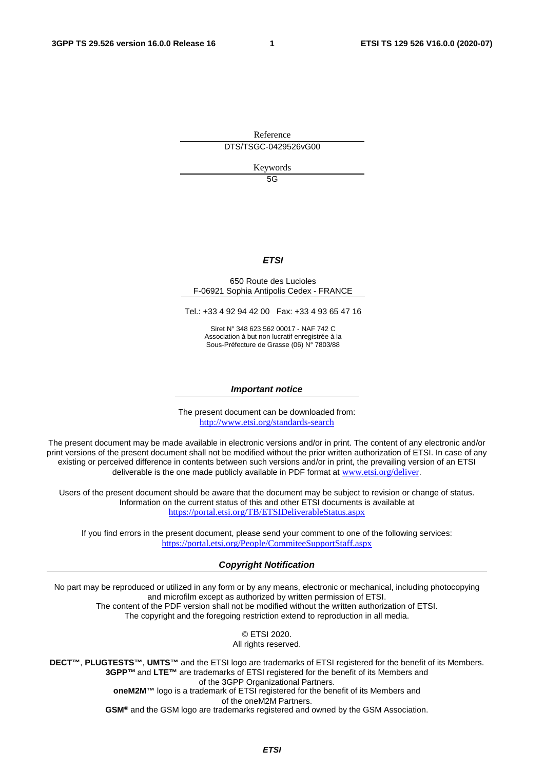Reference

DTS/TSGC-0429526vG00

Keywords

5G

***ETSI***

650 Route des Lucioles
F-06921 Sophia Antipolis Cedex - FRANCE

Tel.: +33 4 92 94 42 00   Fax: +33 4 93 65 47 16

Siret N° 348 623 562 00017 - NAF 742 C
Association à but non lucratif enregistrée à la
Sous-Préfecture de Grasse (06) N° 7803/88

***Important notice***

The present document can be downloaded from:
http://www.etsi.org/standards-search

The present document may be made available in electronic versions and/or in print. The content of any electronic and/or print versions of the present document shall not be modified without the prior written authorization of ETSI. In case of any existing or perceived difference in contents between such versions and/or in print, the prevailing version of an ETSI deliverable is the one made publicly available in PDF format at www.etsi.org/deliver.

Users of the present document should be aware that the document may be subject to revision or change of status. Information on the current status of this and other ETSI documents is available at https://portal.etsi.org/TB/ETSIDeliverableStatus.aspx

If you find errors in the present document, please send your comment to one of the following services:
https://portal.etsi.org/People/CommiteeSupportStaff.aspx

***Copyright Notification***

No part may be reproduced or utilized in any form or by any means, electronic or mechanical, including photocopying and microfilm except as authorized by written permission of ETSI.
The content of the PDF version shall not be modified without the written authorization of ETSI.
The copyright and the foregoing restriction extend to reproduction in all media.

© ETSI 2020.
All rights reserved.

**DECT™**, **PLUGTESTS™**, **UMTS™** and the ETSI logo are trademarks of ETSI registered for the benefit of its Members.
**3GPP™** and **LTE™** are trademarks of ETSI registered for the benefit of its Members and of the 3GPP Organizational Partners.
**oneM2M™** logo is a trademark of ETSI registered for the benefit of its Members and of the oneM2M Partners.
**GSM®** and the GSM logo are trademarks registered and owned by the GSM Association.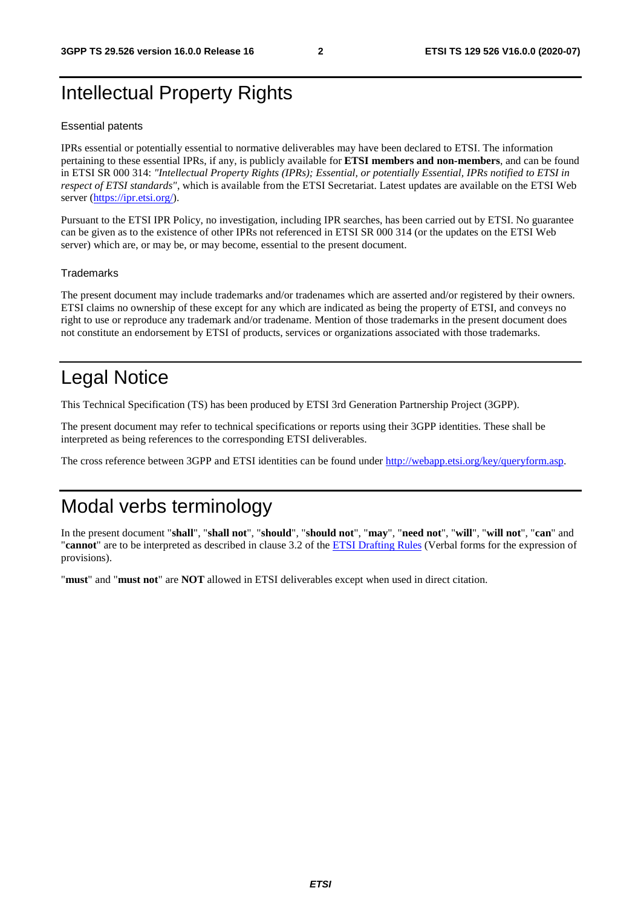# Intellectual Property Rights

## Essential patents

IPRs essential or potentially essential to normative deliverables may have been declared to ETSI. The information pertaining to these essential IPRs, if any, is publicly available for **ETSI members and non-members**, and can be found in ETSI SR 000 314: *"Intellectual Property Rights (IPRs); Essential, or potentially Essential, IPRs notified to ETSI in respect of ETSI standards"*, which is available from the ETSI Secretariat. Latest updates are available on the ETSI Web server (https://ipr.etsi.org/).

Pursuant to the ETSI IPR Policy, no investigation, including IPR searches, has been carried out by ETSI. No guarantee can be given as to the existence of other IPRs not referenced in ETSI SR 000 314 (or the updates on the ETSI Web server) which are, or may be, or may become, essential to the present document.

## Trademarks

The present document may include trademarks and/or tradenames which are asserted and/or registered by their owners. ETSI claims no ownership of these except for any which are indicated as being the property of ETSI, and conveys no right to use or reproduce any trademark and/or tradename. Mention of those trademarks in the present document does not constitute an endorsement by ETSI of products, services or organizations associated with those trademarks.

# Legal Notice

This Technical Specification (TS) has been produced by ETSI 3rd Generation Partnership Project (3GPP).

The present document may refer to technical specifications or reports using their 3GPP identities. These shall be interpreted as being references to the corresponding ETSI deliverables.

The cross reference between 3GPP and ETSI identities can be found under http://webapp.etsi.org/key/queryform.asp.

# Modal verbs terminology

In the present document "**shall**", "**shall not**", "**should**", "**should not**", "**may**", "**need not**", "**will**", "**will not**", "**can**" and "**cannot**" are to be interpreted as described in clause 3.2 of the ETSI Drafting Rules (Verbal forms for the expression of provisions).

"**must**" and "**must not**" are **NOT** allowed in ETSI deliverables except when used in direct citation.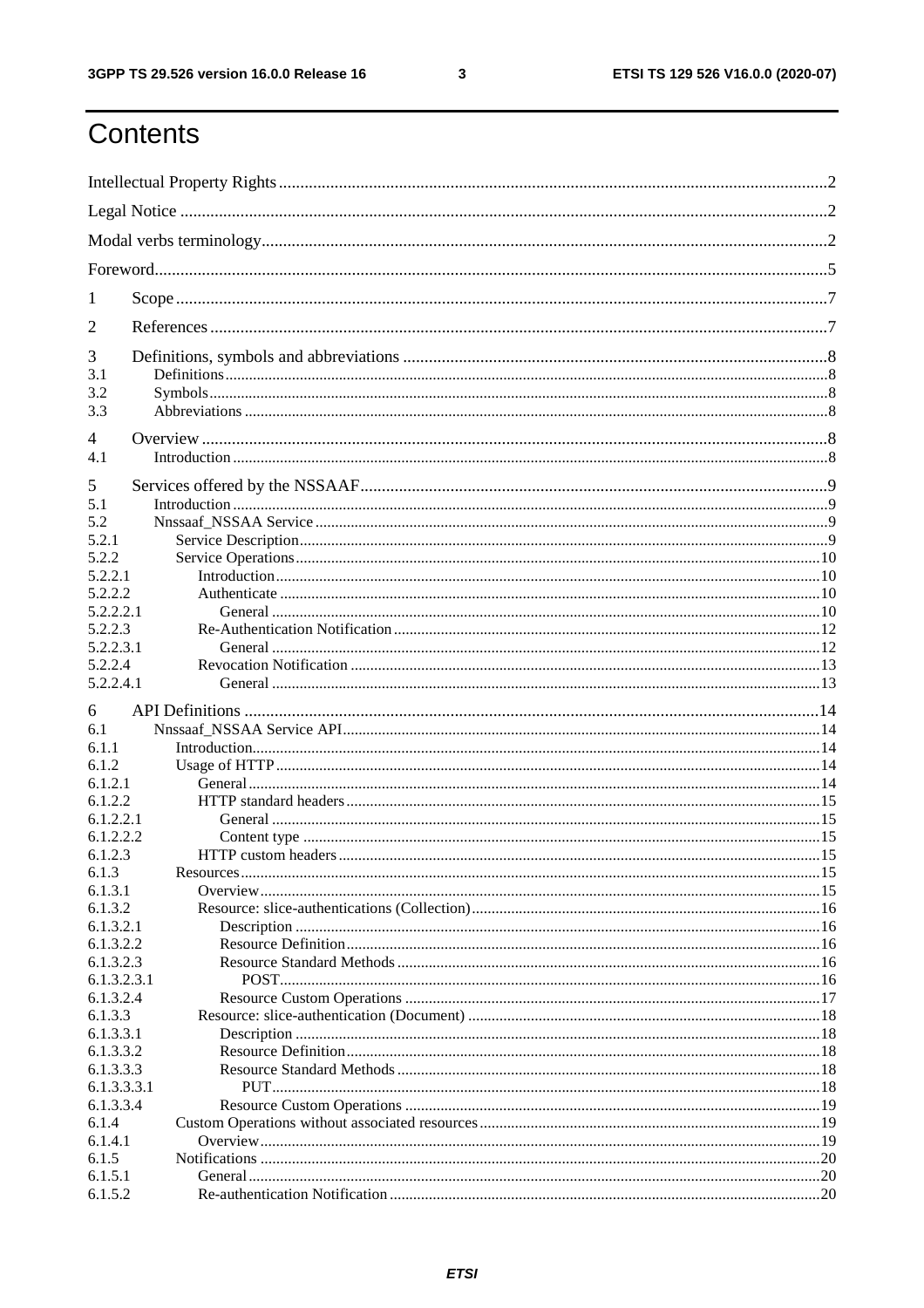# Contents

Intellectual Property Rights ..... 2

Legal Notice ..... 2

Modal verbs terminology ..... 2

Foreword ..... 5

1 Scope ..... 7

2 References ..... 7

3 Definitions, symbols and abbreviations ..... 8
3.1 Definitions ..... 8
3.2 Symbols ..... 8
3.3 Abbreviations ..... 8

4 Overview ..... 8
4.1 Introduction ..... 8

5 Services offered by the NSSAAF ..... 9
5.1 Introduction ..... 9
5.2 Nnssaaf_NSSAA Service ..... 9
5.2.1 Service Description ..... 9
5.2.2 Service Operations ..... 10
5.2.2.1 Introduction ..... 10
5.2.2.2 Authenticate ..... 10
5.2.2.2.1 General ..... 10
5.2.2.3 Re-Authentication Notification ..... 12
5.2.2.3.1 General ..... 12
5.2.2.4 Revocation Notification ..... 13
5.2.2.4.1 General ..... 13

6 API Definitions ..... 14
6.1 Nnssaaf_NSSAA Service API ..... 14
6.1.1 Introduction ..... 14
6.1.2 Usage of HTTP ..... 14
6.1.2.1 General ..... 14
6.1.2.2 HTTP standard headers ..... 15
6.1.2.2.1 General ..... 15
6.1.2.2.2 Content type ..... 15
6.1.2.3 HTTP custom headers ..... 15
6.1.3 Resources ..... 15
6.1.3.1 Overview ..... 15
6.1.3.2 Resource: slice-authentications (Collection) ..... 16
6.1.3.2.1 Description ..... 16
6.1.3.2.2 Resource Definition ..... 16
6.1.3.2.3 Resource Standard Methods ..... 16
6.1.3.2.3.1 POST ..... 16
6.1.3.2.4 Resource Custom Operations ..... 17
6.1.3.3 Resource: slice-authentication (Document) ..... 18
6.1.3.3.1 Description ..... 18
6.1.3.3.2 Resource Definition ..... 18
6.1.3.3.3 Resource Standard Methods ..... 18
6.1.3.3.3.1 PUT ..... 18
6.1.3.3.4 Resource Custom Operations ..... 19
6.1.4 Custom Operations without associated resources ..... 19
6.1.4.1 Overview ..... 19
6.1.5 Notifications ..... 20
6.1.5.1 General ..... 20
6.1.5.2 Re-authentication Notification ..... 20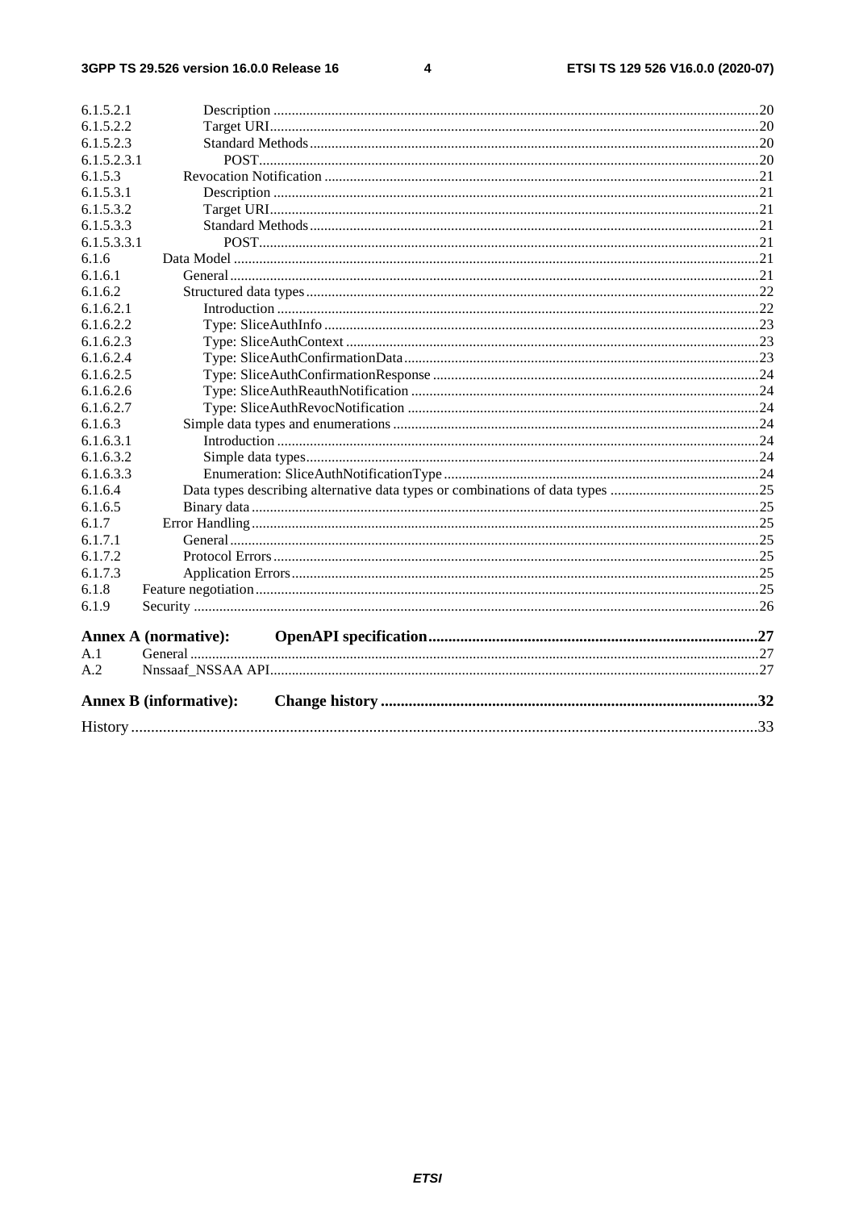| | | |
|---|---|---|
| 6.1.5.2.1 | Description | 20 |
| 6.1.5.2.2 | Target URI | 20 |
| 6.1.5.2.3 | Standard Methods | 20 |
| 6.1.5.2.3.1 | POST | 20 |
| 6.1.5.3 | Revocation Notification | 21 |
| 6.1.5.3.1 | Description | 21 |
| 6.1.5.3.2 | Target URI | 21 |
| 6.1.5.3.3 | Standard Methods | 21 |
| 6.1.5.3.3.1 | POST | 21 |
| 6.1.6 | Data Model | 21 |
| 6.1.6.1 | General | 21 |
| 6.1.6.2 | Structured data types | 22 |
| 6.1.6.2.1 | Introduction | 22 |
| 6.1.6.2.2 | Type: SliceAuthInfo | 23 |
| 6.1.6.2.3 | Type: SliceAuthContext | 23 |
| 6.1.6.2.4 | Type: SliceAuthConfirmationData | 23 |
| 6.1.6.2.5 | Type: SliceAuthConfirmationResponse | 24 |
| 6.1.6.2.6 | Type: SliceAuthReauthNotification | 24 |
| 6.1.6.2.7 | Type: SliceAuthRevocNotification | 24 |
| 6.1.6.3 | Simple data types and enumerations | 24 |
| 6.1.6.3.1 | Introduction | 24 |
| 6.1.6.3.2 | Simple data types | 24 |
| 6.1.6.3.3 | Enumeration: SliceAuthNotificationType | 24 |
| 6.1.6.4 | Data types describing alternative data types or combinations of data types | 25 |
| 6.1.6.5 | Binary data | 25 |
| 6.1.7 | Error Handling | 25 |
| 6.1.7.1 | General | 25 |
| 6.1.7.2 | Protocol Errors | 25 |
| 6.1.7.3 | Application Errors | 25 |
| 6.1.8 | Feature negotiation | 25 |
| 6.1.9 | Security | 26 |
| **Annex A (normative):** | **OpenAPI specification** | **27** |
| A.1 | General | 27 |
| A.2 | Nnssaaf_NSSAA API | 27 |
| **Annex B (informative):** | **Change history** | **32** |
| History | | 33 |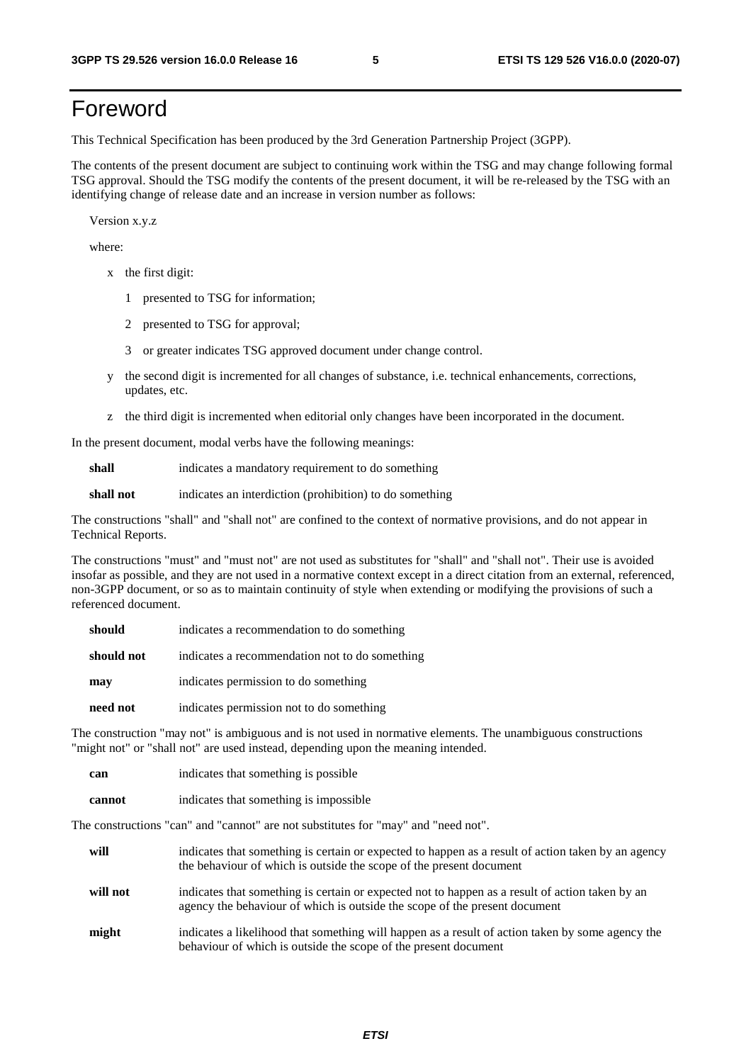# Foreword

This Technical Specification has been produced by the 3rd Generation Partnership Project (3GPP).

The contents of the present document are subject to continuing work within the TSG and may change following formal TSG approval. Should the TSG modify the contents of the present document, it will be re-released by the TSG with an identifying change of release date and an increase in version number as follows:

Version x.y.z

where:

- x the first digit:
  - 1 presented to TSG for information;
  - 2 presented to TSG for approval;
  - 3 or greater indicates TSG approved document under change control.
- y the second digit is incremented for all changes of substance, i.e. technical enhancements, corrections, updates, etc.
- z the third digit is incremented when editorial only changes have been incorporated in the document.

In the present document, modal verbs have the following meanings:

**shall** indicates a mandatory requirement to do something

**shall not** indicates an interdiction (prohibition) to do something

The constructions "shall" and "shall not" are confined to the context of normative provisions, and do not appear in Technical Reports.

The constructions "must" and "must not" are not used as substitutes for "shall" and "shall not". Their use is avoided insofar as possible, and they are not used in a normative context except in a direct citation from an external, referenced, non-3GPP document, or so as to maintain continuity of style when extending or modifying the provisions of such a referenced document.

**should** indicates a recommendation to do something

**should not** indicates a recommendation not to do something

**may** indicates permission to do something

**need not** indicates permission not to do something

The construction "may not" is ambiguous and is not used in normative elements. The unambiguous constructions "might not" or "shall not" are used instead, depending upon the meaning intended.

**can** indicates that something is possible

**cannot** indicates that something is impossible

The constructions "can" and "cannot" are not substitutes for "may" and "need not".

**will** indicates that something is certain or expected to happen as a result of action taken by an agency the behaviour of which is outside the scope of the present document

**will not** indicates that something is certain or expected not to happen as a result of action taken by an agency the behaviour of which is outside the scope of the present document

**might** indicates a likelihood that something will happen as a result of action taken by some agency the behaviour of which is outside the scope of the present document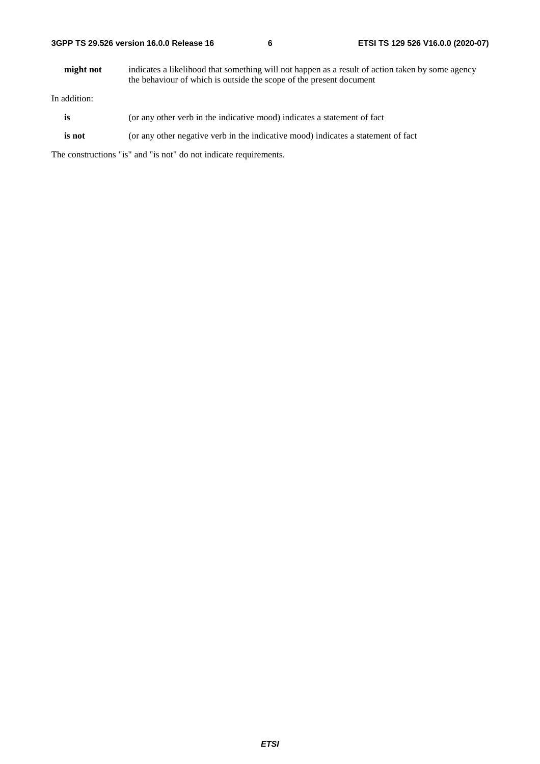**might not** indicates a likelihood that something will not happen as a result of action taken by some agency the behaviour of which is outside the scope of the present document

In addition:

**is** (or any other verb in the indicative mood) indicates a statement of fact

**is not** (or any other negative verb in the indicative mood) indicates a statement of fact

The constructions "is" and "is not" do not indicate requirements.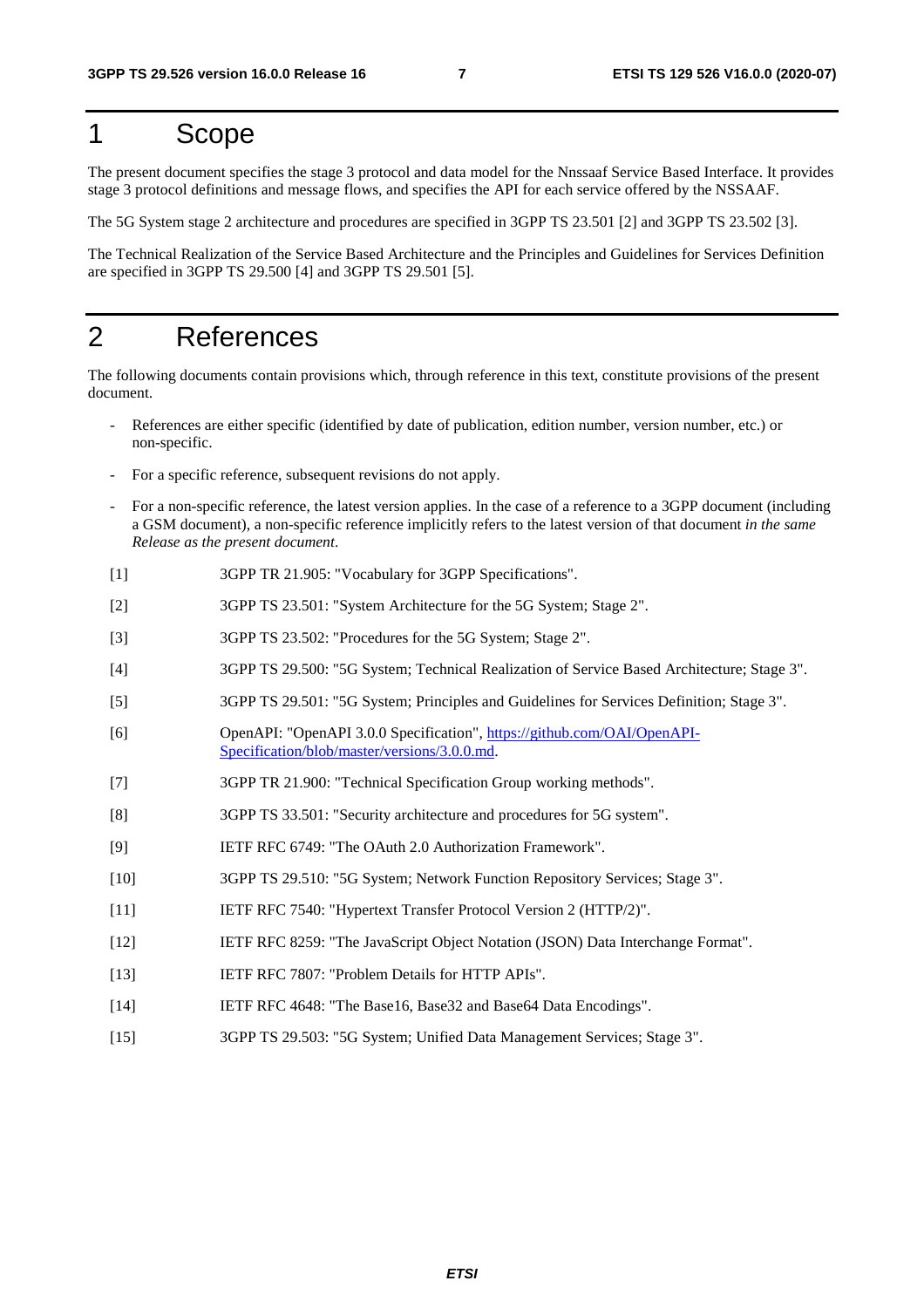# 1 Scope

The present document specifies the stage 3 protocol and data model for the Nnssaaf Service Based Interface. It provides stage 3 protocol definitions and message flows, and specifies the API for each service offered by the NSSAAF.

The 5G System stage 2 architecture and procedures are specified in 3GPP TS 23.501 [2] and 3GPP TS 23.502 [3].

The Technical Realization of the Service Based Architecture and the Principles and Guidelines for Services Definition are specified in 3GPP TS 29.500 [4] and 3GPP TS 29.501 [5].

# 2 References

The following documents contain provisions which, through reference in this text, constitute provisions of the present document.

- References are either specific (identified by date of publication, edition number, version number, etc.) or non-specific.
- For a specific reference, subsequent revisions do not apply.
- For a non-specific reference, the latest version applies. In the case of a reference to a 3GPP document (including a GSM document), a non-specific reference implicitly refers to the latest version of that document *in the same Release as the present document*.

[1] 3GPP TR 21.905: "Vocabulary for 3GPP Specifications".

[2] 3GPP TS 23.501: "System Architecture for the 5G System; Stage 2".

[3] 3GPP TS 23.502: "Procedures for the 5G System; Stage 2".

[4] 3GPP TS 29.500: "5G System; Technical Realization of Service Based Architecture; Stage 3".

[5] 3GPP TS 29.501: "5G System; Principles and Guidelines for Services Definition; Stage 3".

[6] OpenAPI: "OpenAPI 3.0.0 Specification", https://github.com/OAI/OpenAPI-Specification/blob/master/versions/3.0.0.md.

[7] 3GPP TR 21.900: "Technical Specification Group working methods".

[8] 3GPP TS 33.501: "Security architecture and procedures for 5G system".

[9] IETF RFC 6749: "The OAuth 2.0 Authorization Framework".

[10] 3GPP TS 29.510: "5G System; Network Function Repository Services; Stage 3".

[11] IETF RFC 7540: "Hypertext Transfer Protocol Version 2 (HTTP/2)".

[12] IETF RFC 8259: "The JavaScript Object Notation (JSON) Data Interchange Format".

[13] IETF RFC 7807: "Problem Details for HTTP APIs".

[14] IETF RFC 4648: "The Base16, Base32 and Base64 Data Encodings".

[15] 3GPP TS 29.503: "5G System; Unified Data Management Services; Stage 3".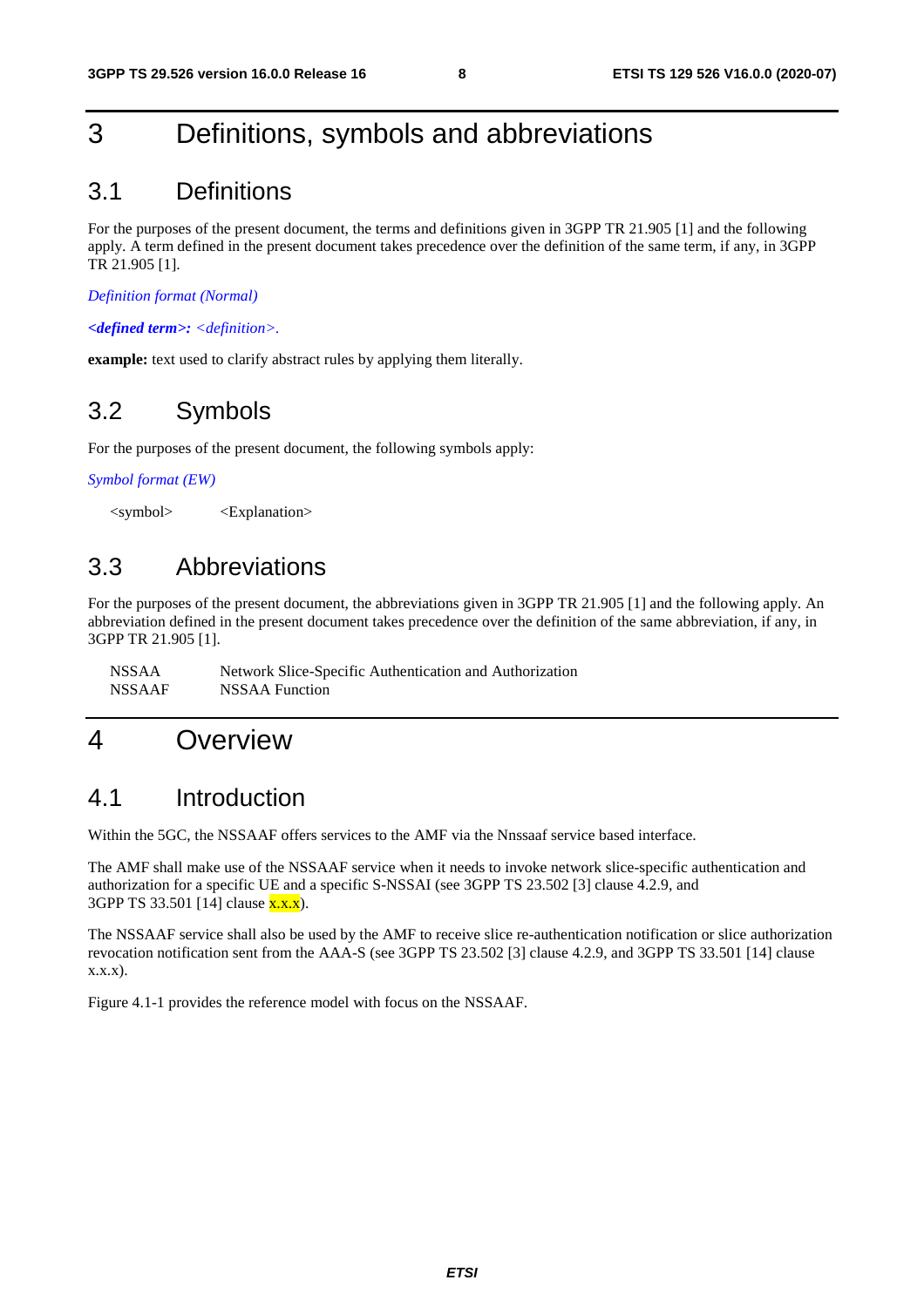# 3 Definitions, symbols and abbreviations

## 3.1 Definitions

For the purposes of the present document, the terms and definitions given in 3GPP TR 21.905 [1] and the following apply. A term defined in the present document takes precedence over the definition of the same term, if any, in 3GPP TR 21.905 [1].

*Definition format (Normal)*

***<defined term>:** <definition>.*

**example:** text used to clarify abstract rules by applying them literally.

## 3.2 Symbols

For the purposes of the present document, the following symbols apply:

*Symbol format (EW)*

<symbol> <Explanation>

## 3.3 Abbreviations

For the purposes of the present document, the abbreviations given in 3GPP TR 21.905 [1] and the following apply. An abbreviation defined in the present document takes precedence over the definition of the same abbreviation, if any, in 3GPP TR 21.905 [1].

NSSAA Network Slice-Specific Authentication and Authorization
NSSAAF NSSAA Function

# 4 Overview

## 4.1 Introduction

Within the 5GC, the NSSAAF offers services to the AMF via the Nnssaaf service based interface.

The AMF shall make use of the NSSAAF service when it needs to invoke network slice-specific authentication and authorization for a specific UE and a specific S-NSSAI (see 3GPP TS 23.502 [3] clause 4.2.9, and 3GPP TS 33.501 [14] clause x.x.x).

The NSSAAF service shall also be used by the AMF to receive slice re-authentication notification or slice authorization revocation notification sent from the AAA-S (see 3GPP TS 23.502 [3] clause 4.2.9, and 3GPP TS 33.501 [14] clause x.x.x).

Figure 4.1-1 provides the reference model with focus on the NSSAAF.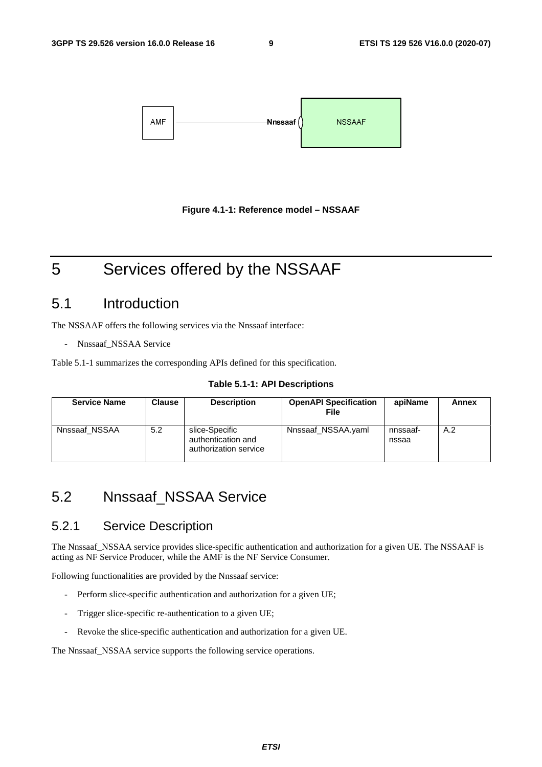Figure 4.1-1: Reference model – NSSAAF

# 5 Services offered by the NSSAAF

## 5.1 Introduction

The NSSAAF offers the following services via the Nnssaaf interface:

- Nnssaaf_NSSAA Service

Table 5.1-1 summarizes the corresponding APIs defined for this specification.

**Table 5.1-1: API Descriptions**

| Service Name | Clause | Description | OpenAPI Specification File | apiName | Annex |
|---|---|---|---|---|---|
| Nnssaaf_NSSAA | 5.2 | slice-Specific authentication and authorization service | Nnssaaf_NSSAA.yaml | nnssaaf-nssaa | A.2 |

## 5.2 Nnssaaf_NSSAA Service

### 5.2.1 Service Description

The Nnssaaf_NSSAA service provides slice-specific authentication and authorization for a given UE. The NSSAAF is acting as NF Service Producer, while the AMF is the NF Service Consumer.

Following functionalities are provided by the Nnssaaf service:

- Perform slice-specific authentication and authorization for a given UE;
- Trigger slice-specific re-authentication to a given UE;
- Revoke the slice-specific authentication and authorization for a given UE.

The Nnssaaf_NSSAA service supports the following service operations.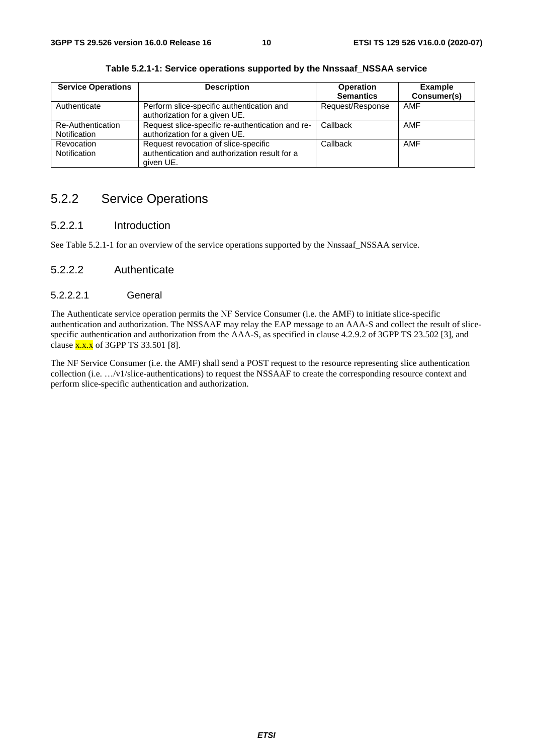**Table 5.2.1-1: Service operations supported by the Nnssaaf_NSSAA service**

| Service Operations | Description | Operation Semantics | Example Consumer(s) |
|---|---|---|---|
| Authenticate | Perform slice-specific authentication and authorization for a given UE. | Request/Response | AMF |
| Re-Authentication Notification | Request slice-specific re-authentication and re-authorization for a given UE. | Callback | AMF |
| Revocation Notification | Request revocation of slice-specific authentication and authorization result for a given UE. | Callback | AMF |

## 5.2.2 Service Operations

### 5.2.2.1 Introduction

See Table 5.2.1-1 for an overview of the service operations supported by the Nnssaaf_NSSAA service.

### 5.2.2.2 Authenticate

#### 5.2.2.2.1 General

The Authenticate service operation permits the NF Service Consumer (i.e. the AMF) to initiate slice-specific authentication and authorization. The NSSAAF may relay the EAP message to an AAA-S and collect the result of slice-specific authentication and authorization from the AAA-S, as specified in clause 4.2.9.2 of 3GPP TS 23.502 [3], and clause x.x.x of 3GPP TS 33.501 [8].

The NF Service Consumer (i.e. the AMF) shall send a POST request to the resource representing slice authentication collection (i.e. …/v1/slice-authentications) to request the NSSAAF to create the corresponding resource context and perform slice-specific authentication and authorization.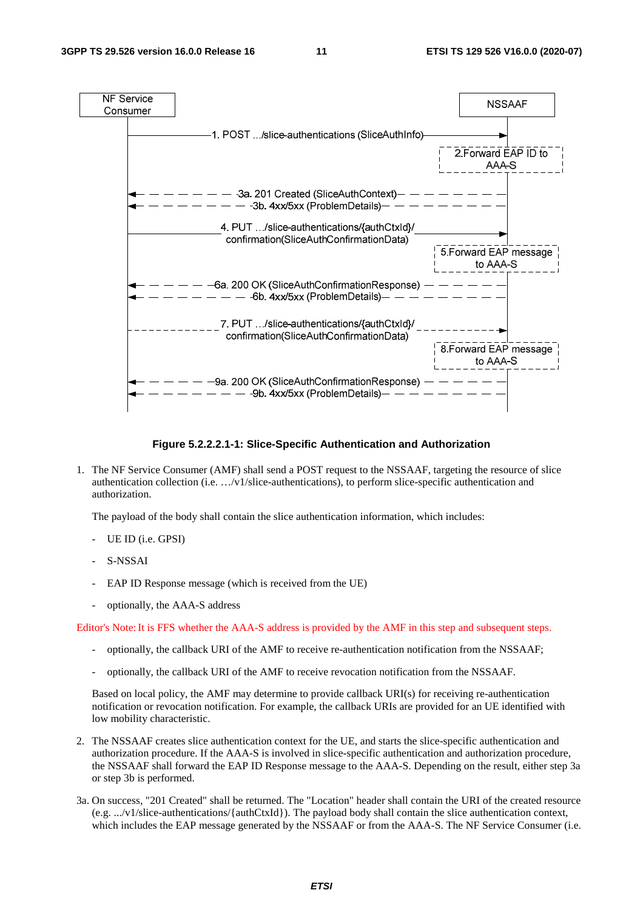Figure 5.2.2.2.1-1: Slice-Specific Authentication and Authorization

1. The NF Service Consumer (AMF) shall send a POST request to the NSSAAF, targeting the resource of slice authentication collection (i.e. …/v1/slice-authentications), to perform slice-specific authentication and authorization.

   The payload of the body shall contain the slice authentication information, which includes:

   - UE ID (i.e. GPSI)
   - S-NSSAI
   - EAP ID Response message (which is received from the UE)
   - optionally, the AAA-S address

Editor's Note: It is FFS whether the AAA-S address is provided by the AMF in this step and subsequent steps.

   - optionally, the callback URI of the AMF to receive re-authentication notification from the NSSAAF;
   - optionally, the callback URI of the AMF to receive revocation notification from the NSSAAF.

   Based on local policy, the AMF may determine to provide callback URI(s) for receiving re-authentication notification or revocation notification. For example, the callback URIs are provided for an UE identified with low mobility characteristic.

2. The NSSAAF creates slice authentication context for the UE, and starts the slice-specific authentication and authorization procedure. If the AAA-S is involved in slice-specific authentication and authorization procedure, the NSSAAF shall forward the EAP ID Response message to the AAA-S. Depending on the result, either step 3a or step 3b is performed.

3a. On success, "201 Created" shall be returned. The "Location" header shall contain the URI of the created resource (e.g. .../v1/slice-authentications/{authCtxId}). The payload body shall contain the slice authentication context, which includes the EAP message generated by the NSSAAF or from the AAA-S. The NF Service Consumer (i.e.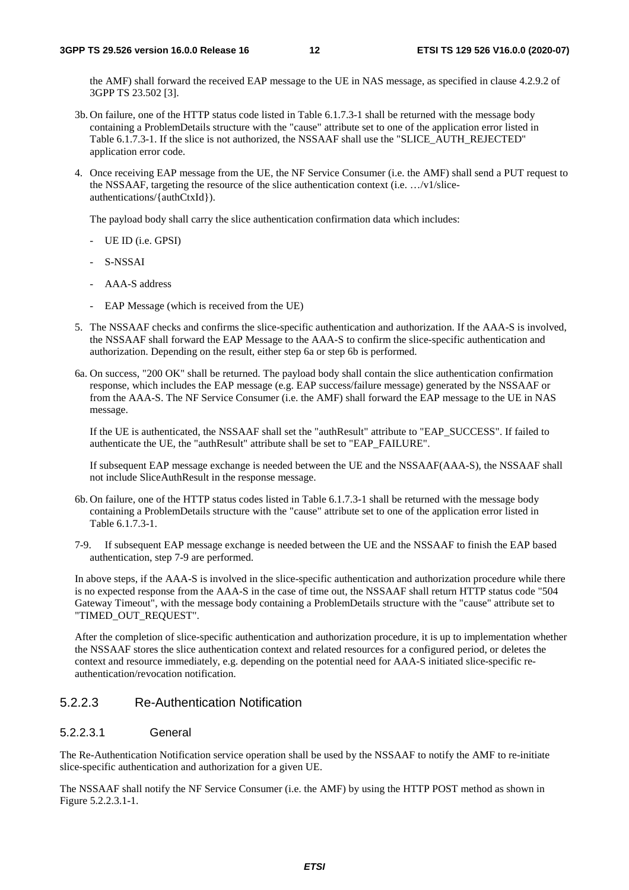the AMF) shall forward the received EAP message to the UE in NAS message, as specified in clause 4.2.9.2 of 3GPP TS 23.502 [3].

3b. On failure, one of the HTTP status code listed in Table 6.1.7.3-1 shall be returned with the message body containing a ProblemDetails structure with the "cause" attribute set to one of the application error listed in Table 6.1.7.3-1. If the slice is not authorized, the NSSAAF shall use the "SLICE_AUTH_REJECTED" application error code.

4. Once receiving EAP message from the UE, the NF Service Consumer (i.e. the AMF) shall send a PUT request to the NSSAAF, targeting the resource of the slice authentication context (i.e. …/v1/slice-authentications/{authCtxId}).

   The payload body shall carry the slice authentication confirmation data which includes:

   - UE ID (i.e. GPSI)
   - S-NSSAI
   - AAA-S address
   - EAP Message (which is received from the UE)

5. The NSSAAF checks and confirms the slice-specific authentication and authorization. If the AAA-S is involved, the NSSAAF shall forward the EAP Message to the AAA-S to confirm the slice-specific authentication and authorization. Depending on the result, either step 6a or step 6b is performed.

6a. On success, "200 OK" shall be returned. The payload body shall contain the slice authentication confirmation response, which includes the EAP message (e.g. EAP success/failure message) generated by the NSSAAF or from the AAA-S. The NF Service Consumer (i.e. the AMF) shall forward the EAP message to the UE in NAS message.

   If the UE is authenticated, the NSSAAF shall set the "authResult" attribute to "EAP_SUCCESS". If failed to authenticate the UE, the "authResult" attribute shall be set to "EAP_FAILURE".

   If subsequent EAP message exchange is needed between the UE and the NSSAAF(AAA-S), the NSSAAF shall not include SliceAuthResult in the response message.

6b. On failure, one of the HTTP status codes listed in Table 6.1.7.3-1 shall be returned with the message body containing a ProblemDetails structure with the "cause" attribute set to one of the application error listed in Table 6.1.7.3-1.

7-9. If subsequent EAP message exchange is needed between the UE and the NSSAAF to finish the EAP based authentication, step 7-9 are performed.

In above steps, if the AAA-S is involved in the slice-specific authentication and authorization procedure while there is no expected response from the AAA-S in the case of time out, the NSSAAF shall return HTTP status code "504 Gateway Timeout", with the message body containing a ProblemDetails structure with the "cause" attribute set to "TIMED_OUT_REQUEST".

After the completion of slice-specific authentication and authorization procedure, it is up to implementation whether the NSSAAF stores the slice authentication context and related resources for a configured period, or deletes the context and resource immediately, e.g. depending on the potential need for AAA-S initiated slice-specific re-authentication/revocation notification.

### 5.2.2.3 Re-Authentication Notification

#### 5.2.2.3.1 General

The Re-Authentication Notification service operation shall be used by the NSSAAF to notify the AMF to re-initiate slice-specific authentication and authorization for a given UE.

The NSSAAF shall notify the NF Service Consumer (i.e. the AMF) by using the HTTP POST method as shown in Figure 5.2.2.3.1-1.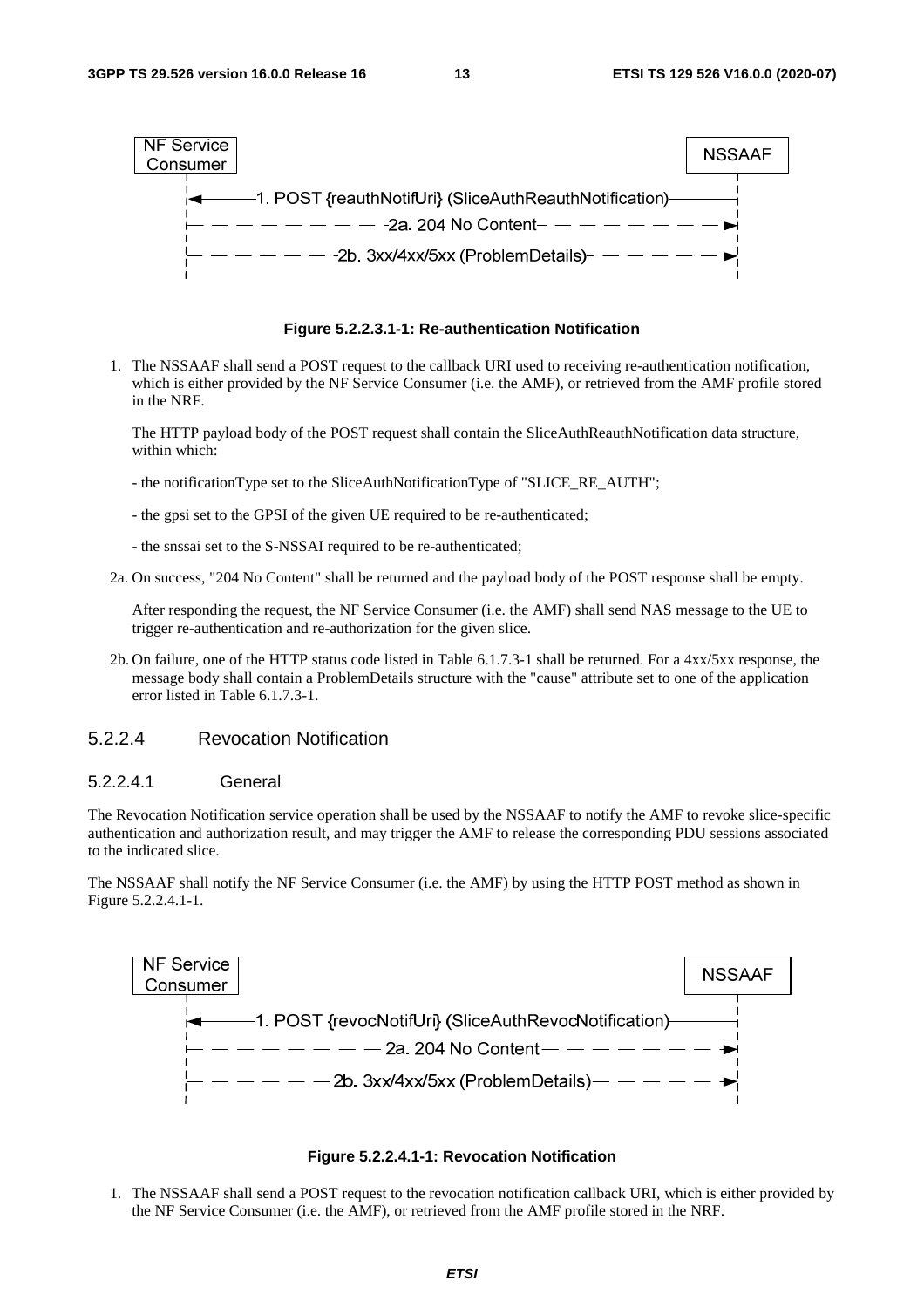**Figure 5.2.2.3.1-1: Re-authentication Notification**

1. The NSSAAF shall send a POST request to the callback URI used to receiving re-authentication notification, which is either provided by the NF Service Consumer (i.e. the AMF), or retrieved from the AMF profile stored in the NRF.

   The HTTP payload body of the POST request shall contain the SliceAuthReauthNotification data structure, within which:

   - the notificationType set to the SliceAuthNotificationType of "SLICE_RE_AUTH";

   - the gpsi set to the GPSI of the given UE required to be re-authenticated;

   - the snssai set to the S-NSSAI required to be re-authenticated;

2a. On success, "204 No Content" shall be returned and the payload body of the POST response shall be empty.

   After responding the request, the NF Service Consumer (i.e. the AMF) shall send NAS message to the UE to trigger re-authentication and re-authorization for the given slice.

2b. On failure, one of the HTTP status code listed in Table 6.1.7.3-1 shall be returned. For a 4xx/5xx response, the message body shall contain a ProblemDetails structure with the "cause" attribute set to one of the application error listed in Table 6.1.7.3-1.

### 5.2.2.4 Revocation Notification

#### 5.2.2.4.1 General

The Revocation Notification service operation shall be used by the NSSAAF to notify the AMF to revoke slice-specific authentication and authorization result, and may trigger the AMF to release the corresponding PDU sessions associated to the indicated slice.

The NSSAAF shall notify the NF Service Consumer (i.e. the AMF) by using the HTTP POST method as shown in Figure 5.2.2.4.1-1.

**Figure 5.2.2.4.1-1: Revocation Notification**

1. The NSSAAF shall send a POST request to the revocation notification callback URI, which is either provided by the NF Service Consumer (i.e. the AMF), or retrieved from the AMF profile stored in the NRF.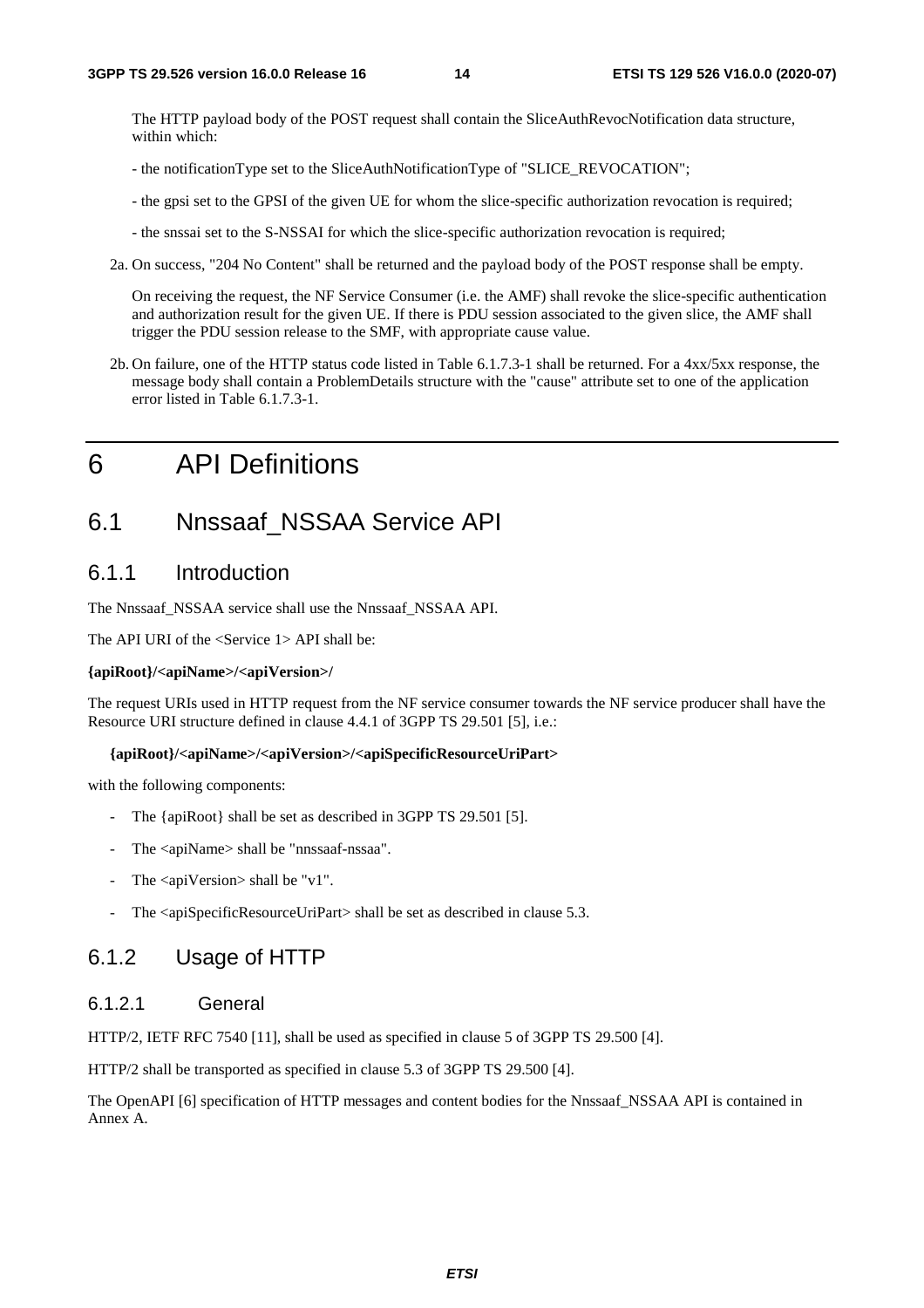The HTTP payload body of the POST request shall contain the SliceAuthRevocNotification data structure, within which:

- the notificationType set to the SliceAuthNotificationType of "SLICE_REVOCATION";

- the gpsi set to the GPSI of the given UE for whom the slice-specific authorization revocation is required;

- the snssai set to the S-NSSAI for which the slice-specific authorization revocation is required;

2a. On success, "204 No Content" shall be returned and the payload body of the POST response shall be empty.

On receiving the request, the NF Service Consumer (i.e. the AMF) shall revoke the slice-specific authentication and authorization result for the given UE. If there is PDU session associated to the given slice, the AMF shall trigger the PDU session release to the SMF, with appropriate cause value.

2b. On failure, one of the HTTP status code listed in Table 6.1.7.3-1 shall be returned. For a 4xx/5xx response, the message body shall contain a ProblemDetails structure with the "cause" attribute set to one of the application error listed in Table 6.1.7.3-1.

# 6 API Definitions

## 6.1 Nnssaaf_NSSAA Service API

### 6.1.1 Introduction

The Nnssaaf_NSSAA service shall use the Nnssaaf_NSSAA API.

The API URI of the <Service 1> API shall be:

**{apiRoot}/<apiName>/<apiVersion>/**

The request URIs used in HTTP request from the NF service consumer towards the NF service producer shall have the Resource URI structure defined in clause 4.4.1 of 3GPP TS 29.501 [5], i.e.:

**{apiRoot}/<apiName>/<apiVersion>/<apiSpecificResourceUriPart>**

with the following components:

- The {apiRoot} shall be set as described in 3GPP TS 29.501 [5].
- The <apiName> shall be "nnssaaf-nssaa".
- The <apiVersion> shall be "v1".
- The <apiSpecificResourceUriPart> shall be set as described in clause 5.3.

### 6.1.2 Usage of HTTP

#### 6.1.2.1 General

HTTP/2, IETF RFC 7540 [11], shall be used as specified in clause 5 of 3GPP TS 29.500 [4].

HTTP/2 shall be transported as specified in clause 5.3 of 3GPP TS 29.500 [4].

The OpenAPI [6] specification of HTTP messages and content bodies for the Nnssaaf_NSSAA API is contained in Annex A.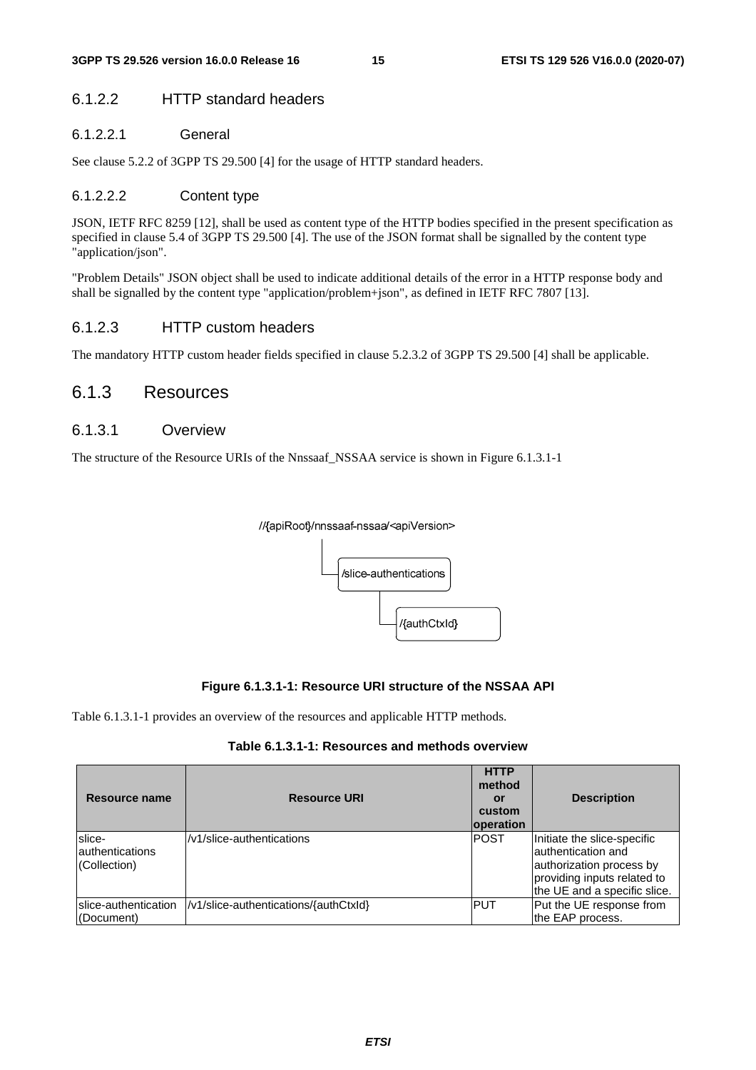### 6.1.2.2 HTTP standard headers

#### 6.1.2.2.1 General

See clause 5.2.2 of 3GPP TS 29.500 [4] for the usage of HTTP standard headers.

#### 6.1.2.2.2 Content type

JSON, IETF RFC 8259 [12], shall be used as content type of the HTTP bodies specified in the present specification as specified in clause 5.4 of 3GPP TS 29.500 [4]. The use of the JSON format shall be signalled by the content type "application/json".

"Problem Details" JSON object shall be used to indicate additional details of the error in a HTTP response body and shall be signalled by the content type "application/problem+json", as defined in IETF RFC 7807 [13].

### 6.1.2.3 HTTP custom headers

The mandatory HTTP custom header fields specified in clause 5.2.3.2 of 3GPP TS 29.500 [4] shall be applicable.

## 6.1.3 Resources

### 6.1.3.1 Overview

The structure of the Resource URIs of the Nnssaaf_NSSAA service is shown in Figure 6.1.3.1-1

```
//{apiRoot}/nnssaaf-nssaa/<apiVersion>
    |
    └── /slice-authentications
            |
            └── /{authCtxId}
```

**Figure 6.1.3.1-1: Resource URI structure of the NSSAA API**

Table 6.1.3.1-1 provides an overview of the resources and applicable HTTP methods.

**Table 6.1.3.1-1: Resources and methods overview**

| Resource name | Resource URI | HTTP method or custom operation | Description |
|---|---|---|---|
| slice-authentications (Collection) | /v1/slice-authentications | POST | Initiate the slice-specific authentication and authorization process by providing inputs related to the UE and a specific slice. |
| slice-authentication (Document) | /v1/slice-authentications/{authCtxId} | PUT | Put the UE response from the EAP process. |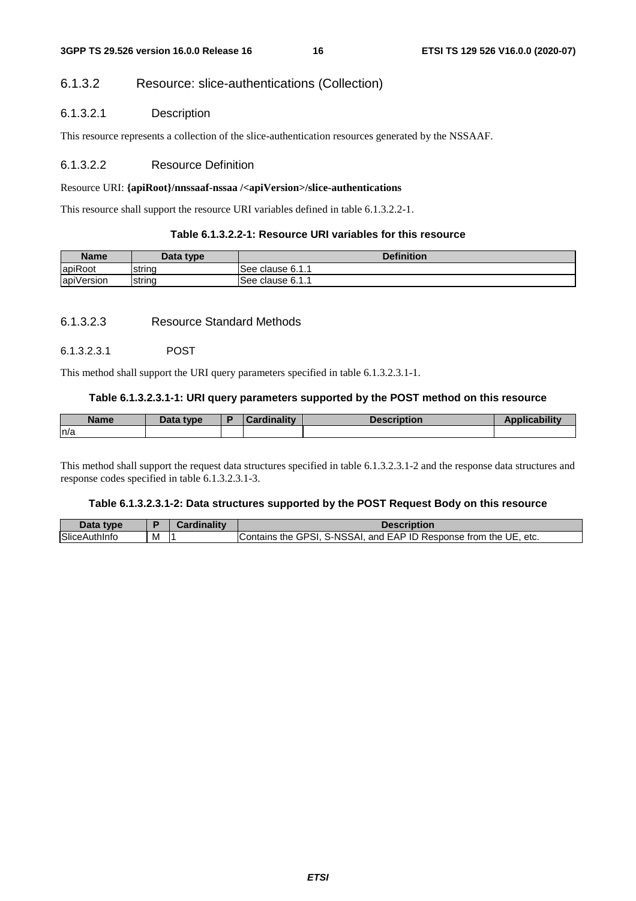#### 6.1.3.2 Resource: slice-authentications (Collection)

##### 6.1.3.2.1 Description

This resource represents a collection of the slice-authentication resources generated by the NSSAAF.

##### 6.1.3.2.2 Resource Definition

Resource URI: **{apiRoot}/nnssaaf-nssaa /<apiVersion>/slice-authentications**

This resource shall support the resource URI variables defined in table 6.1.3.2.2-1.

**Table 6.1.3.2.2-1: Resource URI variables for this resource**

| Name | Data type | Definition |
|---|---|---|
| apiRoot | string | See clause 6.1.1 |
| apiVersion | string | See clause 6.1.1 |

##### 6.1.3.2.3 Resource Standard Methods

###### 6.1.3.2.3.1 POST

This method shall support the URI query parameters specified in table 6.1.3.2.3.1-1.

**Table 6.1.3.2.3.1-1: URI query parameters supported by the POST method on this resource**

| Name | Data type | P | Cardinality | Description | Applicability |
|---|---|---|---|---|---|
| n/a | | | | | |

This method shall support the request data structures specified in table 6.1.3.2.3.1-2 and the response data structures and response codes specified in table 6.1.3.2.3.1-3.

**Table 6.1.3.2.3.1-2: Data structures supported by the POST Request Body on this resource**

| Data type | P | Cardinality | Description |
|---|---|---|---|
| SliceAuthInfo | M | 1 | Contains the GPSI, S-NSSAI, and EAP ID Response from the UE, etc. |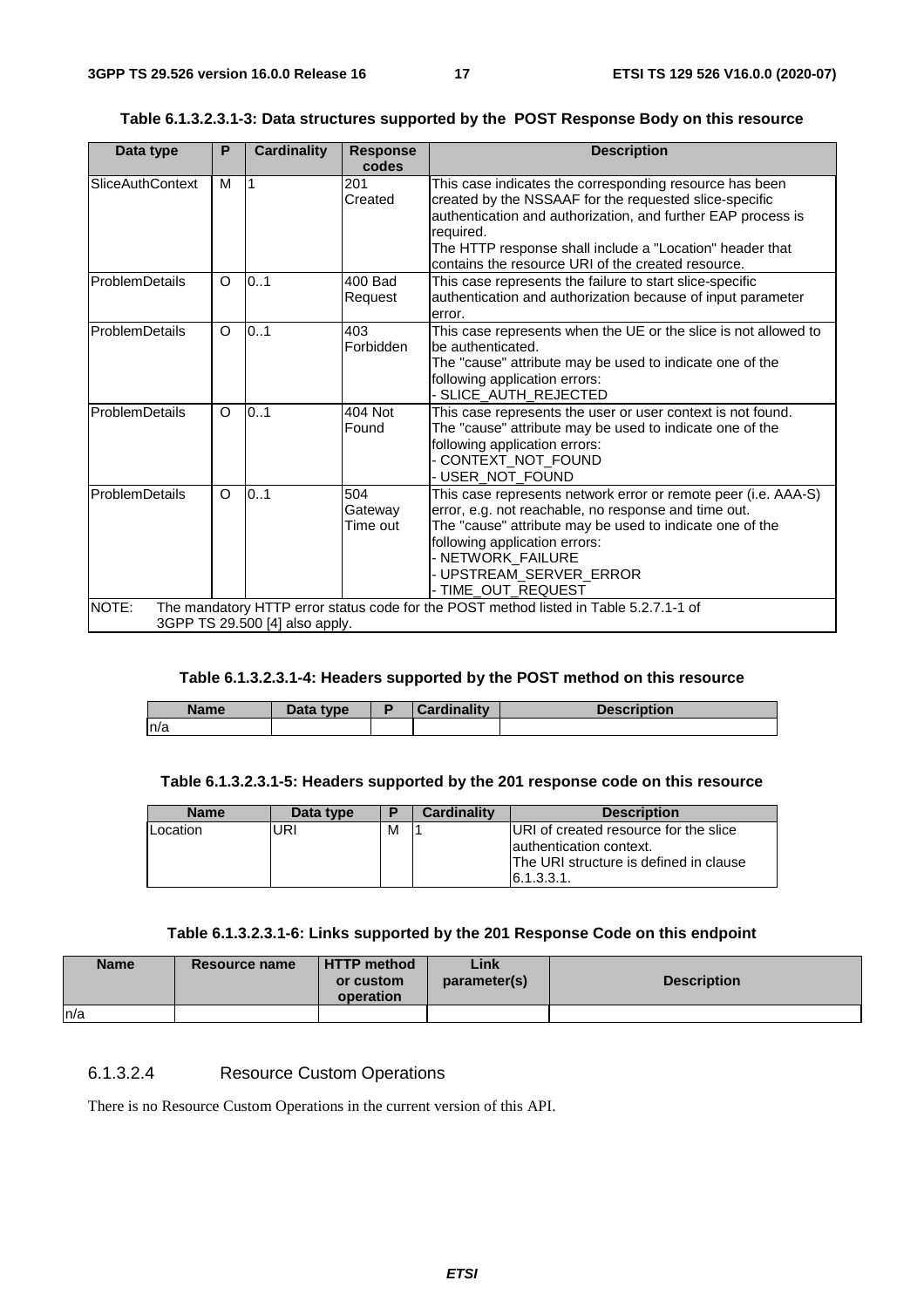**Table 6.1.3.2.3.1-3: Data structures supported by the POST Response Body on this resource**

| Data type | P | Cardinality | Response codes | Description |
|---|---|---|---|---|
| SliceAuthContext | M | 1 | 201 Created | This case indicates the corresponding resource has been created by the NSSAAF for the requested slice-specific authentication and authorization, and further EAP process is required.<br>The HTTP response shall include a "Location" header that contains the resource URI of the created resource. |
| ProblemDetails | O | 0..1 | 400 Bad Request | This case represents the failure to start slice-specific authentication and authorization because of input parameter error. |
| ProblemDetails | O | 0..1 | 403 Forbidden | This case represents when the UE or the slice is not allowed to be authenticated.<br>The "cause" attribute may be used to indicate one of the following application errors:<br>- SLICE_AUTH_REJECTED |
| ProblemDetails | O | 0..1 | 404 Not Found | This case represents the user or user context is not found.<br>The "cause" attribute may be used to indicate one of the following application errors:<br>- CONTEXT_NOT_FOUND<br>- USER_NOT_FOUND |
| ProblemDetails | O | 0..1 | 504 Gateway Time out | This case represents network error or remote peer (i.e. AAA-S) error, e.g. not reachable, no response and time out.<br>The "cause" attribute may be used to indicate one of the following application errors:<br>- NETWORK_FAILURE<br>- UPSTREAM_SERVER_ERROR<br>- TIME_OUT_REQUEST |
| NOTE: The mandatory HTTP error status code for the POST method listed in Table 5.2.7.1-1 of 3GPP TS 29.500 [4] also apply. | | | | |

**Table 6.1.3.2.3.1-4: Headers supported by the POST method on this resource**

| Name | Data type | P | Cardinality | Description |
|---|---|---|---|---|
| n/a | | | | |

**Table 6.1.3.2.3.1-5: Headers supported by the 201 response code on this resource**

| Name | Data type | P | Cardinality | Description |
|---|---|---|---|---|
| Location | URI | M | 1 | URI of created resource for the slice authentication context.<br>The URI structure is defined in clause 6.1.3.3.1. |

**Table 6.1.3.2.3.1-6: Links supported by the 201 Response Code on this endpoint**

| Name | Resource name | HTTP method or custom operation | Link parameter(s) | Description |
|---|---|---|---|---|
| n/a | | | | |

#### 6.1.3.2.4 Resource Custom Operations

There is no Resource Custom Operations in the current version of this API.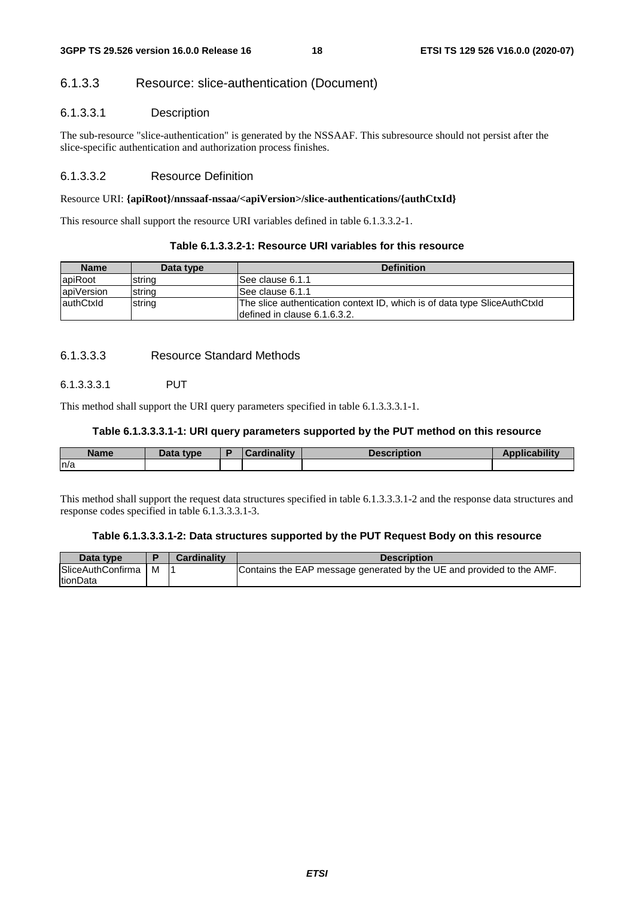### 6.1.3.3 Resource: slice-authentication (Document)

#### 6.1.3.3.1 Description

The sub-resource "slice-authentication" is generated by the NSSAAF. This subresource should not persist after the slice-specific authentication and authorization process finishes.

#### 6.1.3.3.2 Resource Definition

Resource URI: **{apiRoot}/nnssaaf-nssaa/<apiVersion>/slice-authentications/{authCtxId}**

This resource shall support the resource URI variables defined in table 6.1.3.3.2-1.

**Table 6.1.3.3.2-1: Resource URI variables for this resource**

| Name | Data type | Definition |
| --- | --- | --- |
| apiRoot | string | See clause 6.1.1 |
| apiVersion | string | See clause 6.1.1 |
| authCtxId | string | The slice authentication context ID, which is of data type SliceAuthCtxId defined in clause 6.1.6.3.2. |

#### 6.1.3.3.3 Resource Standard Methods

##### 6.1.3.3.3.1 PUT

This method shall support the URI query parameters specified in table 6.1.3.3.3.1-1.

**Table 6.1.3.3.3.1-1: URI query parameters supported by the PUT method on this resource**

| Name | Data type | P | Cardinality | Description | Applicability |
| --- | --- | --- | --- | --- | --- |
| n/a | | | | | |

This method shall support the request data structures specified in table 6.1.3.3.3.1-2 and the response data structures and response codes specified in table 6.1.3.3.3.1-3.

**Table 6.1.3.3.3.1-2: Data structures supported by the PUT Request Body on this resource**

| Data type | P | Cardinality | Description |
| --- | --- | --- | --- |
| SliceAuthConfirmationData | M | 1 | Contains the EAP message generated by the UE and provided to the AMF. |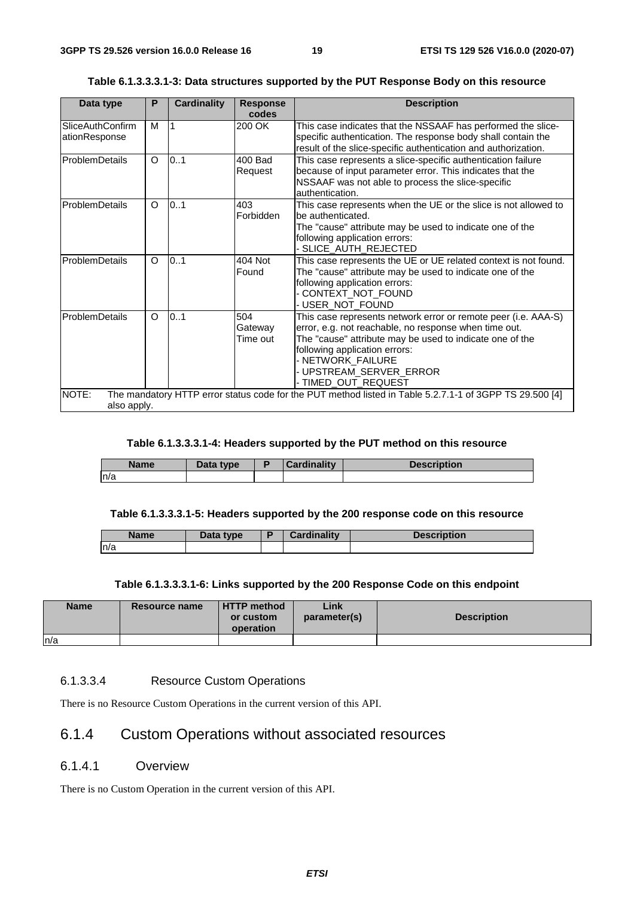**Table 6.1.3.3.3.1-3: Data structures supported by the PUT Response Body on this resource**

| Data type | P | Cardinality | Response codes | Description |
|---|---|---|---|---|
| SliceAuthConfirmationResponse | M | 1 | 200 OK | This case indicates that the NSSAAF has performed the slice-specific authentication. The response body shall contain the result of the slice-specific authentication and authorization. |
| ProblemDetails | O | 0..1 | 400 Bad Request | This case represents a slice-specific authentication failure because of input parameter error. This indicates that the NSSAAF was not able to process the slice-specific authentication. |
| ProblemDetails | O | 0..1 | 403 Forbidden | This case represents when the UE or the slice is not allowed to be authenticated.<br>The "cause" attribute may be used to indicate one of the following application errors:<br>- SLICE_AUTH_REJECTED |
| ProblemDetails | O | 0..1 | 404 Not Found | This case represents the UE or UE related context is not found.<br>The "cause" attribute may be used to indicate one of the following application errors:<br>- CONTEXT_NOT_FOUND<br>- USER_NOT_FOUND |
| ProblemDetails | O | 0..1 | 504 Gateway Time out | This case represents network error or remote peer (i.e. AAA-S) error, e.g. not reachable, no response when time out.<br>The "cause" attribute may be used to indicate one of the following application errors:<br>- NETWORK_FAILURE<br>- UPSTREAM_SERVER_ERROR<br>- TIMED_OUT_REQUEST |
| NOTE: The mandatory HTTP error status code for the PUT method listed in Table 5.2.7.1-1 of 3GPP TS 29.500 [4] also apply. | | | | |

**Table 6.1.3.3.3.1-4: Headers supported by the PUT method on this resource**

| Name | Data type | P | Cardinality | Description |
|---|---|---|---|---|
| n/a | | | | |

**Table 6.1.3.3.3.1-5: Headers supported by the 200 response code on this resource**

| Name | Data type | P | Cardinality | Description |
|---|---|---|---|---|
| n/a | | | | |

**Table 6.1.3.3.3.1-6: Links supported by the 200 Response Code on this endpoint**

| Name | Resource name | HTTP method or custom operation | Link parameter(s) | Description |
|---|---|---|---|---|
| n/a | | | | |

#### 6.1.3.3.4 Resource Custom Operations

There is no Resource Custom Operations in the current version of this API.

## 6.1.4 Custom Operations without associated resources

### 6.1.4.1 Overview

There is no Custom Operation in the current version of this API.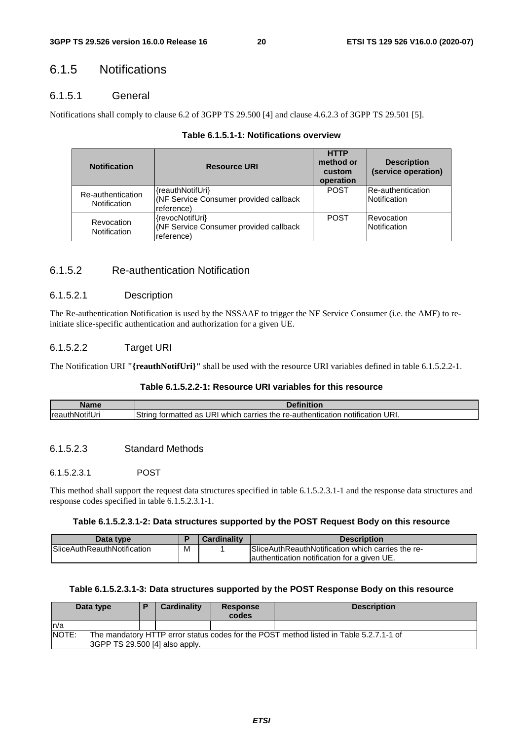## 6.1.5 Notifications

### 6.1.5.1 General

Notifications shall comply to clause 6.2 of 3GPP TS 29.500 [4] and clause 4.6.2.3 of 3GPP TS 29.501 [5].

**Table 6.1.5.1-1: Notifications overview**

| Notification | Resource URI | HTTP method or custom operation | Description (service operation) |
|---|---|---|---|
| Re-authentication Notification | {reauthNotifUri} (NF Service Consumer provided callback reference) | POST | Re-authentication Notification |
| Revocation Notification | {revocNotifUri} (NF Service Consumer provided callback reference) | POST | Revocation Notification |

### 6.1.5.2 Re-authentication Notification

#### 6.1.5.2.1 Description

The Re-authentication Notification is used by the NSSAAF to trigger the NF Service Consumer (i.e. the AMF) to re-initiate slice-specific authentication and authorization for a given UE.

#### 6.1.5.2.2 Target URI

The Notification URI **"{reauthNotifUri}"** shall be used with the resource URI variables defined in table 6.1.5.2.2-1.

**Table 6.1.5.2.2-1: Resource URI variables for this resource**

| Name | Definition |
|---|---|
| reauthNotifUri | String formatted as URI which carries the re-authentication notification URI. |

#### 6.1.5.2.3 Standard Methods

##### 6.1.5.2.3.1 POST

This method shall support the request data structures specified in table 6.1.5.2.3.1-1 and the response data structures and response codes specified in table 6.1.5.2.3.1-1.

**Table 6.1.5.2.3.1-2: Data structures supported by the POST Request Body on this resource**

| Data type | P | Cardinality | Description |
|---|---|---|---|
| SliceAuthReauthNotification | M | 1 | SliceAuthReauthNotification which carries the re-authentication notification for a given UE. |

**Table 6.1.5.2.3.1-3: Data structures supported by the POST Response Body on this resource**

| Data type | P | Cardinality | Response codes | Description |
|---|---|---|---|---|
| n/a | | | | |
| NOTE: The mandatory HTTP error status codes for the POST method listed in Table 5.2.7.1-1 of 3GPP TS 29.500 [4] also apply. | | | | |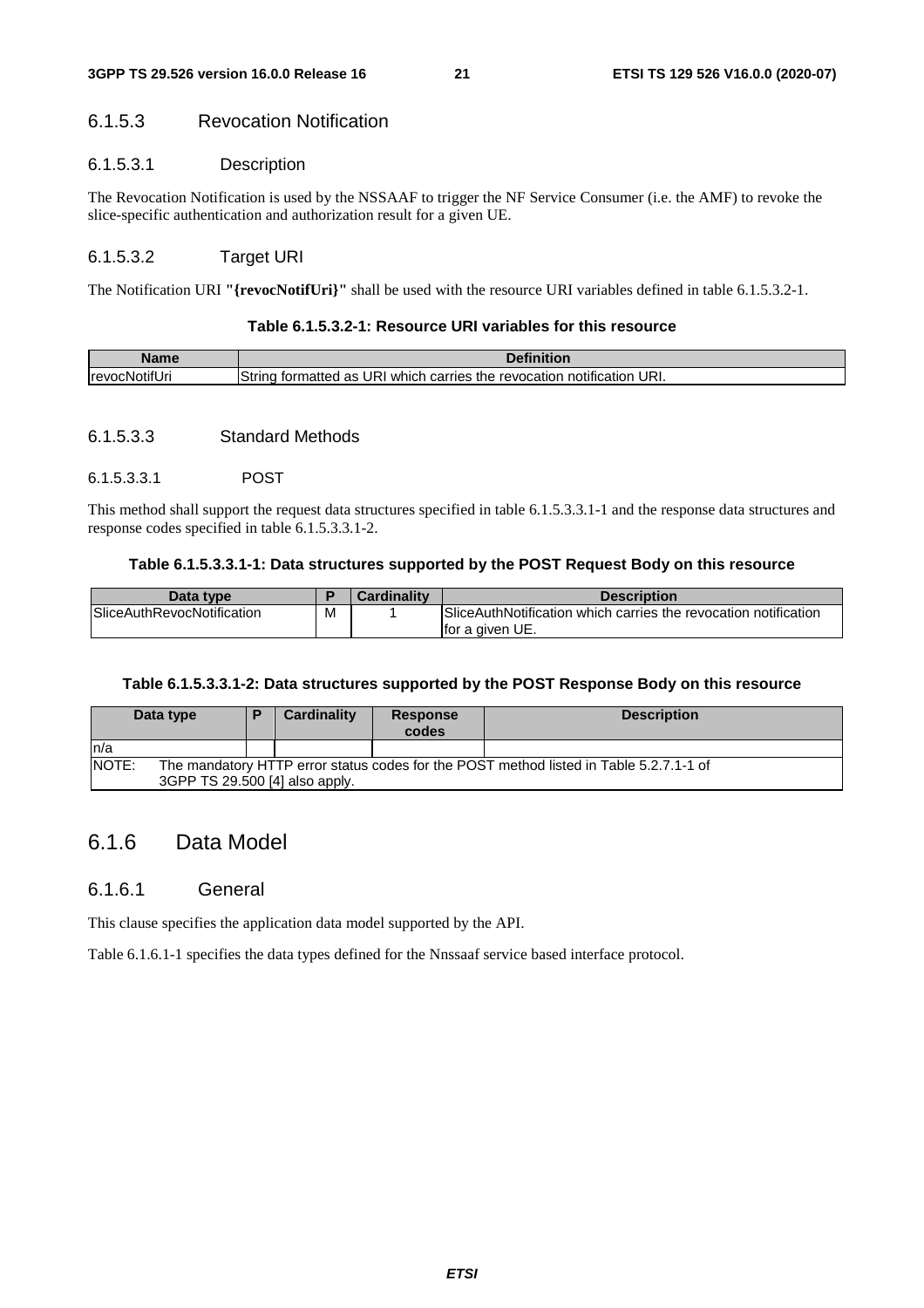### 6.1.5.3 Revocation Notification

#### 6.1.5.3.1 Description

The Revocation Notification is used by the NSSAAF to trigger the NF Service Consumer (i.e. the AMF) to revoke the slice-specific authentication and authorization result for a given UE.

#### 6.1.5.3.2 Target URI

The Notification URI **"{revocNotifUri}"** shall be used with the resource URI variables defined in table 6.1.5.3.2-1.

**Table 6.1.5.3.2-1: Resource URI variables for this resource**

| Name | Definition |
| --- | --- |
| revocNotifUri | String formatted as URI which carries the revocation notification URI. |

#### 6.1.5.3.3 Standard Methods

##### 6.1.5.3.3.1 POST

This method shall support the request data structures specified in table 6.1.5.3.3.1-1 and the response data structures and response codes specified in table 6.1.5.3.3.1-2.

**Table 6.1.5.3.3.1-1: Data structures supported by the POST Request Body on this resource**

| Data type | P | Cardinality | Description |
| --- | --- | --- | --- |
| SliceAuthRevocNotification | M | 1 | SliceAuthNotification which carries the revocation notification for a given UE. |

**Table 6.1.5.3.3.1-2: Data structures supported by the POST Response Body on this resource**

| Data type | P | Cardinality | Response codes | Description |
| --- | --- | --- | --- | --- |
| n/a | | | | |
| NOTE: The mandatory HTTP error status codes for the POST method listed in Table 5.2.7.1-1 of 3GPP TS 29.500 [4] also apply. | | | | |

## 6.1.6 Data Model

### 6.1.6.1 General

This clause specifies the application data model supported by the API.

Table 6.1.6.1-1 specifies the data types defined for the Nnssaaf service based interface protocol.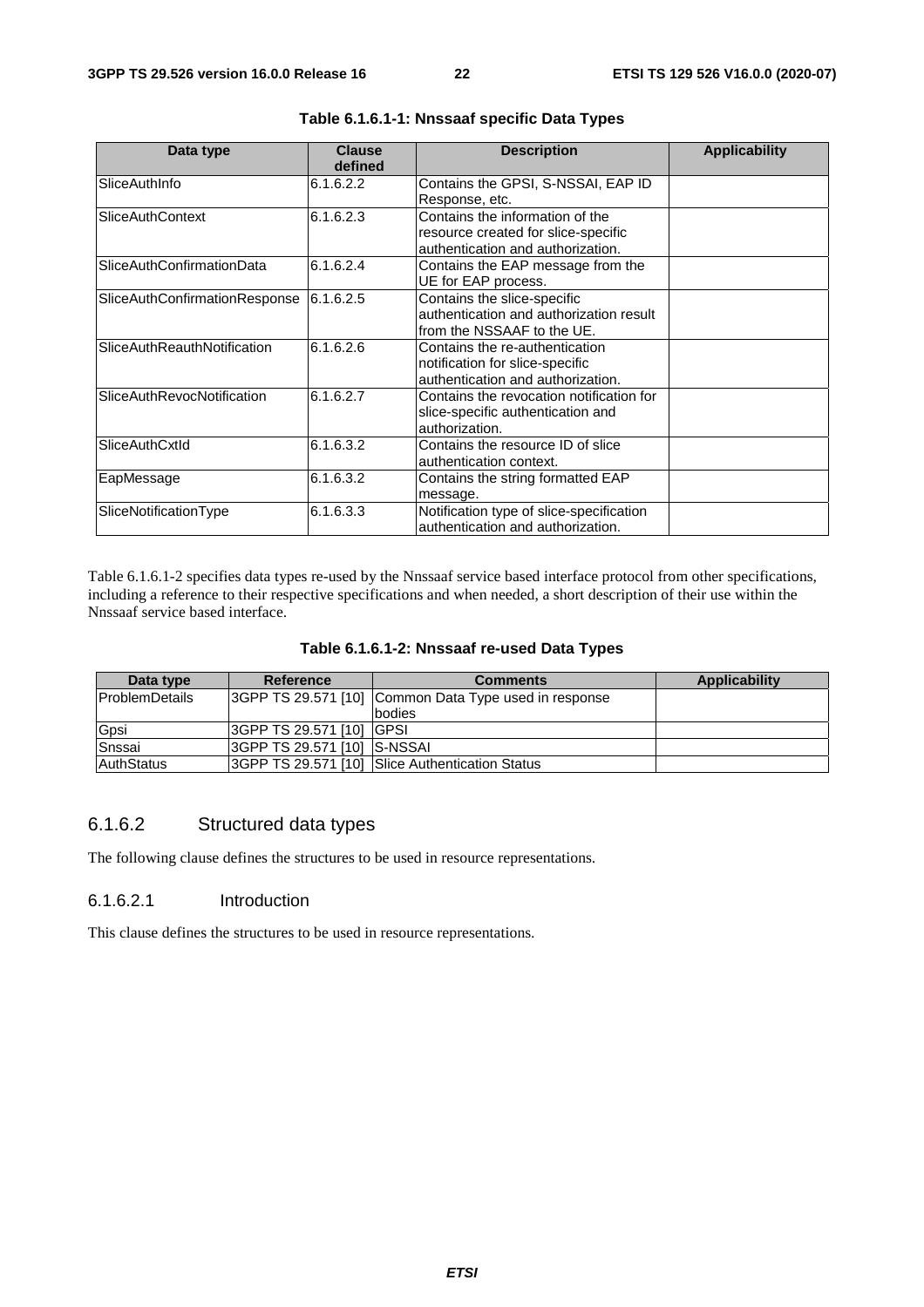**Table 6.1.6.1-1: Nnssaaf specific Data Types**

| Data type | Clause defined | Description | Applicability |
|---|---|---|---|
| SliceAuthInfo | 6.1.6.2.2 | Contains the GPSI, S-NSSAI, EAP ID Response, etc. | |
| SliceAuthContext | 6.1.6.2.3 | Contains the information of the resource created for slice-specific authentication and authorization. | |
| SliceAuthConfirmationData | 6.1.6.2.4 | Contains the EAP message from the UE for EAP process. | |
| SliceAuthConfirmationResponse | 6.1.6.2.5 | Contains the slice-specific authentication and authorization result from the NSSAAF to the UE. | |
| SliceAuthReauthNotification | 6.1.6.2.6 | Contains the re-authentication notification for slice-specific authentication and authorization. | |
| SliceAuthRevocNotification | 6.1.6.2.7 | Contains the revocation notification for slice-specific authentication and authorization. | |
| SliceAuthCxtId | 6.1.6.3.2 | Contains the resource ID of slice authentication context. | |
| EapMessage | 6.1.6.3.2 | Contains the string formatted EAP message. | |
| SliceNotificationType | 6.1.6.3.3 | Notification type of slice-specification authentication and authorization. | |

Table 6.1.6.1-2 specifies data types re-used by the Nnssaaf service based interface protocol from other specifications, including a reference to their respective specifications and when needed, a short description of their use within the Nnssaaf service based interface.

**Table 6.1.6.1-2: Nnssaaf re-used Data Types**

| Data type | Reference | Comments | Applicability |
|---|---|---|---|
| ProblemDetails | 3GPP TS 29.571 [10] | Common Data Type used in response bodies | |
| Gpsi | 3GPP TS 29.571 [10] | GPSI | |
| Snssai | 3GPP TS 29.571 [10] | S-NSSAI | |
| AuthStatus | 3GPP TS 29.571 [10] | Slice Authentication Status | |

### 6.1.6.2 Structured data types

The following clause defines the structures to be used in resource representations.

#### 6.1.6.2.1 Introduction

This clause defines the structures to be used in resource representations.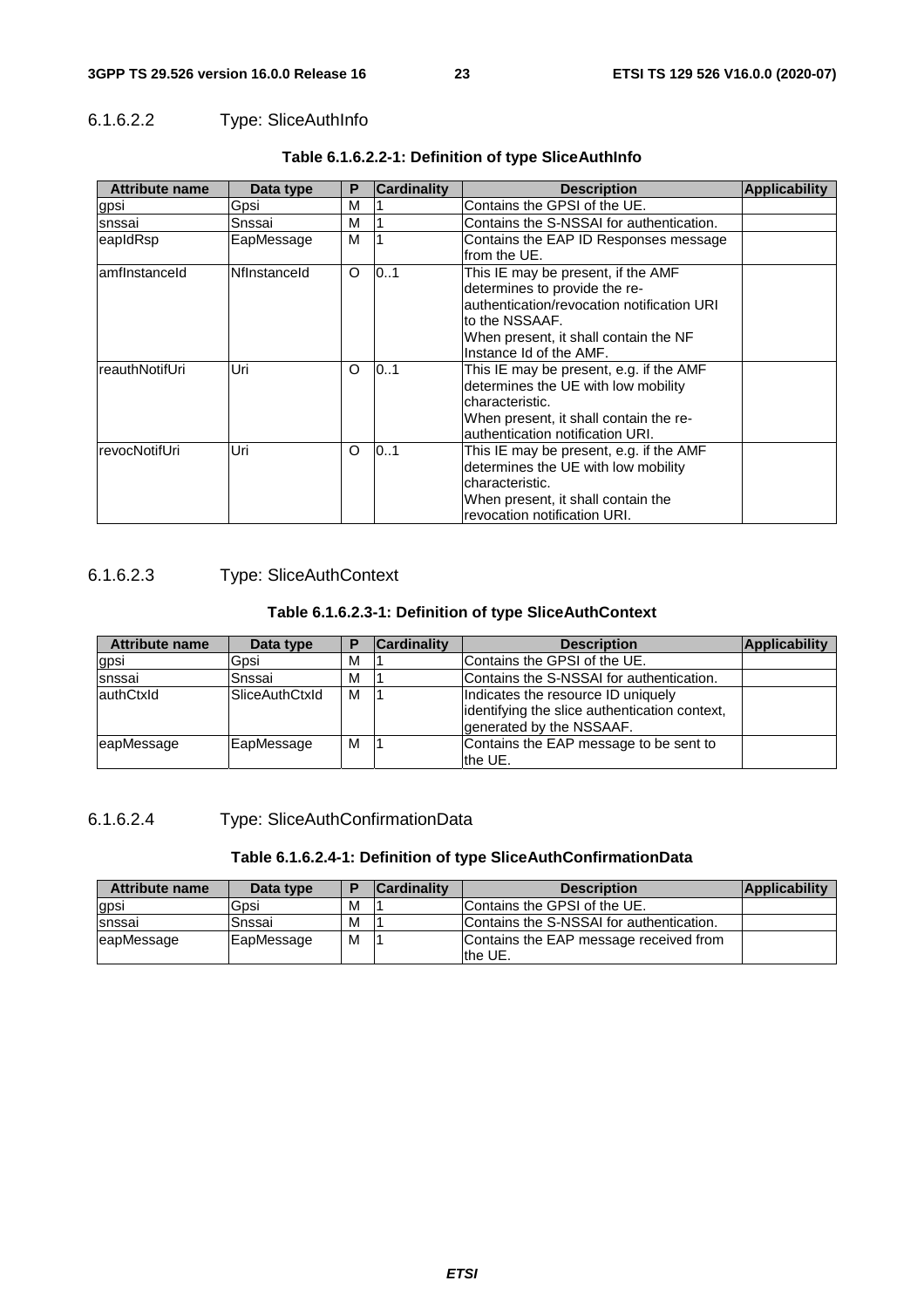#### 6.1.6.2.2 Type: SliceAuthInfo

**Table 6.1.6.2.2-1: Definition of type SliceAuthInfo**

| Attribute name | Data type | P | Cardinality | Description | Applicability |
|---|---|---|---|---|---|
| gpsi | Gpsi | M | 1 | Contains the GPSI of the UE. | |
| snssai | Snssai | M | 1 | Contains the S-NSSAI for authentication. | |
| eapIdRsp | EapMessage | M | 1 | Contains the EAP ID Responses message from the UE. | |
| amfInstanceId | NfInstanceId | O | 0..1 | This IE may be present, if the AMF determines to provide the re-authentication/revocation notification URI to the NSSAAF.<br>When present, it shall contain the NF Instance Id of the AMF. | |
| reauthNotifUri | Uri | O | 0..1 | This IE may be present, e.g. if the AMF determines the UE with low mobility characteristic.<br>When present, it shall contain the re-authentication notification URI. | |
| revocNotifUri | Uri | O | 0..1 | This IE may be present, e.g. if the AMF determines the UE with low mobility characteristic.<br>When present, it shall contain the revocation notification URI. | |

#### 6.1.6.2.3 Type: SliceAuthContext

**Table 6.1.6.2.3-1: Definition of type SliceAuthContext**

| Attribute name | Data type | P | Cardinality | Description | Applicability |
|---|---|---|---|---|---|
| gpsi | Gpsi | M | 1 | Contains the GPSI of the UE. | |
| snssai | Snssai | M | 1 | Contains the S-NSSAI for authentication. | |
| authCtxId | SliceAuthCtxId | M | 1 | Indicates the resource ID uniquely identifying the slice authentication context, generated by the NSSAAF. | |
| eapMessage | EapMessage | M | 1 | Contains the EAP message to be sent to the UE. | |

#### 6.1.6.2.4 Type: SliceAuthConfirmationData

**Table 6.1.6.2.4-1: Definition of type SliceAuthConfirmationData**

| Attribute name | Data type | P | Cardinality | Description | Applicability |
|---|---|---|---|---|---|
| gpsi | Gpsi | M | 1 | Contains the GPSI of the UE. | |
| snssai | Snssai | M | 1 | Contains the S-NSSAI for authentication. | |
| eapMessage | EapMessage | M | 1 | Contains the EAP message received from the UE. | |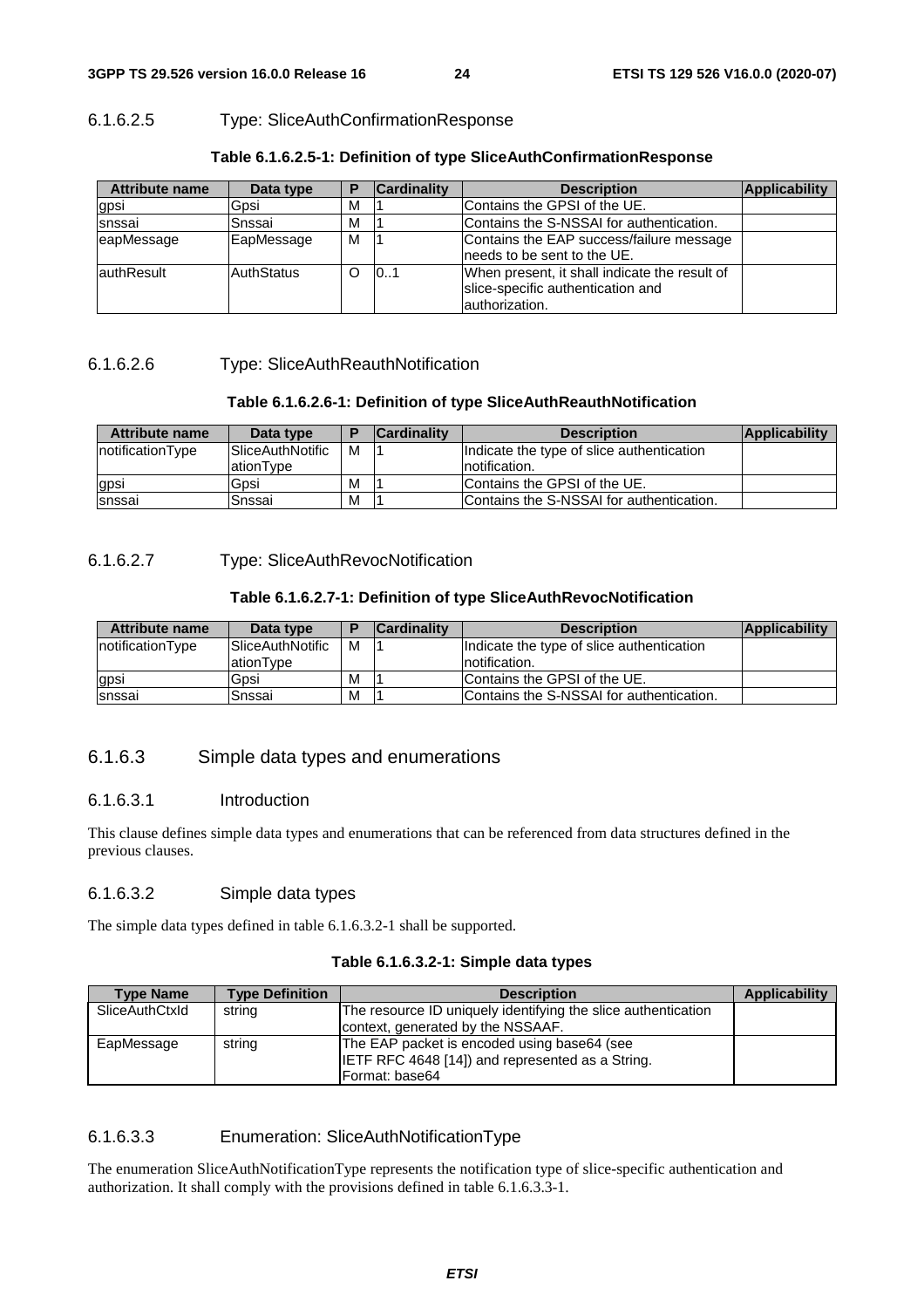#### 6.1.6.2.5 Type: SliceAuthConfirmationResponse

**Table 6.1.6.2.5-1: Definition of type SliceAuthConfirmationResponse**

| Attribute name | Data type | P | Cardinality | Description | Applicability |
|---|---|---|---|---|---|
| gpsi | Gpsi | M | 1 | Contains the GPSI of the UE. | |
| snssai | Snssai | M | 1 | Contains the S-NSSAI for authentication. | |
| eapMessage | EapMessage | M | 1 | Contains the EAP success/failure message needs to be sent to the UE. | |
| authResult | AuthStatus | O | 0..1 | When present, it shall indicate the result of slice-specific authentication and authorization. | |

#### 6.1.6.2.6 Type: SliceAuthReauthNotification

**Table 6.1.6.2.6-1: Definition of type SliceAuthReauthNotification**

| Attribute name | Data type | P | Cardinality | Description | Applicability |
|---|---|---|---|---|---|
| notificationType | SliceAuthNotificationType | M | 1 | Indicate the type of slice authentication notification. | |
| gpsi | Gpsi | M | 1 | Contains the GPSI of the UE. | |
| snssai | Snssai | M | 1 | Contains the S-NSSAI for authentication. | |

#### 6.1.6.2.7 Type: SliceAuthRevocNotification

**Table 6.1.6.2.7-1: Definition of type SliceAuthRevocNotification**

| Attribute name | Data type | P | Cardinality | Description | Applicability |
|---|---|---|---|---|---|
| notificationType | SliceAuthNotificationType | M | 1 | Indicate the type of slice authentication notification. | |
| gpsi | Gpsi | M | 1 | Contains the GPSI of the UE. | |
| snssai | Snssai | M | 1 | Contains the S-NSSAI for authentication. | |

### 6.1.6.3 Simple data types and enumerations

#### 6.1.6.3.1 Introduction

This clause defines simple data types and enumerations that can be referenced from data structures defined in the previous clauses.

#### 6.1.6.3.2 Simple data types

The simple data types defined in table 6.1.6.3.2-1 shall be supported.

**Table 6.1.6.3.2-1: Simple data types**

| Type Name | Type Definition | Description | Applicability |
|---|---|---|---|
| SliceAuthCtxId | string | The resource ID uniquely identifying the slice authentication context, generated by the NSSAAF. | |
| EapMessage | string | The EAP packet is encoded using base64 (see IETF RFC 4648 [14]) and represented as a String.<br>Format: base64 | |

#### 6.1.6.3.3 Enumeration: SliceAuthNotificationType

The enumeration SliceAuthNotificationType represents the notification type of slice-specific authentication and authorization. It shall comply with the provisions defined in table 6.1.6.3.3-1.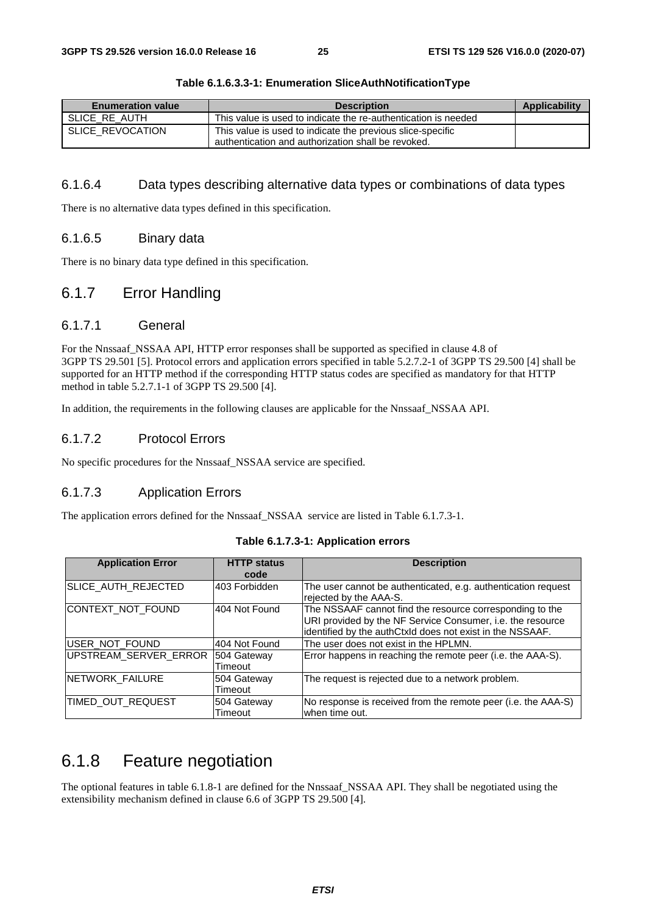**Table 6.1.6.3.3-1: Enumeration SliceAuthNotificationType**

| Enumeration value | Description | Applicability |
| --- | --- | --- |
| SLICE_RE_AUTH | This value is used to indicate the re-authentication is needed | |
| SLICE_REVOCATION | This value is used to indicate the previous slice-specific authentication and authorization shall be revoked. | |

#### 6.1.6.4 Data types describing alternative data types or combinations of data types

There is no alternative data types defined in this specification.

#### 6.1.6.5 Binary data

There is no binary data type defined in this specification.

## 6.1.7 Error Handling

### 6.1.7.1 General

For the Nnssaaf_NSSAA API, HTTP error responses shall be supported as specified in clause 4.8 of 3GPP TS 29.501 [5]. Protocol errors and application errors specified in table 5.2.7.2-1 of 3GPP TS 29.500 [4] shall be supported for an HTTP method if the corresponding HTTP status codes are specified as mandatory for that HTTP method in table 5.2.7.1-1 of 3GPP TS 29.500 [4].

In addition, the requirements in the following clauses are applicable for the Nnssaaf_NSSAA API.

### 6.1.7.2 Protocol Errors

No specific procedures for the Nnssaaf_NSSAA service are specified.

### 6.1.7.3 Application Errors

The application errors defined for the Nnssaaf_NSSAA service are listed in Table 6.1.7.3-1.

**Table 6.1.7.3-1: Application errors**

| Application Error | HTTP status code | Description |
| --- | --- | --- |
| SLICE_AUTH_REJECTED | 403 Forbidden | The user cannot be authenticated, e.g. authentication request rejected by the AAA-S. |
| CONTEXT_NOT_FOUND | 404 Not Found | The NSSAAF cannot find the resource corresponding to the URI provided by the NF Service Consumer, i.e. the resource identified by the authCtxId does not exist in the NSSAAF. |
| USER_NOT_FOUND | 404 Not Found | The user does not exist in the HPLMN. |
| UPSTREAM_SERVER_ERROR | 504 Gateway Timeout | Error happens in reaching the remote peer (i.e. the AAA-S). |
| NETWORK_FAILURE | 504 Gateway Timeout | The request is rejected due to a network problem. |
| TIMED_OUT_REQUEST | 504 Gateway Timeout | No response is received from the remote peer (i.e. the AAA-S) when time out. |

## 6.1.8 Feature negotiation

The optional features in table 6.1.8-1 are defined for the Nnssaaf_NSSAA API. They shall be negotiated using the extensibility mechanism defined in clause 6.6 of 3GPP TS 29.500 [4].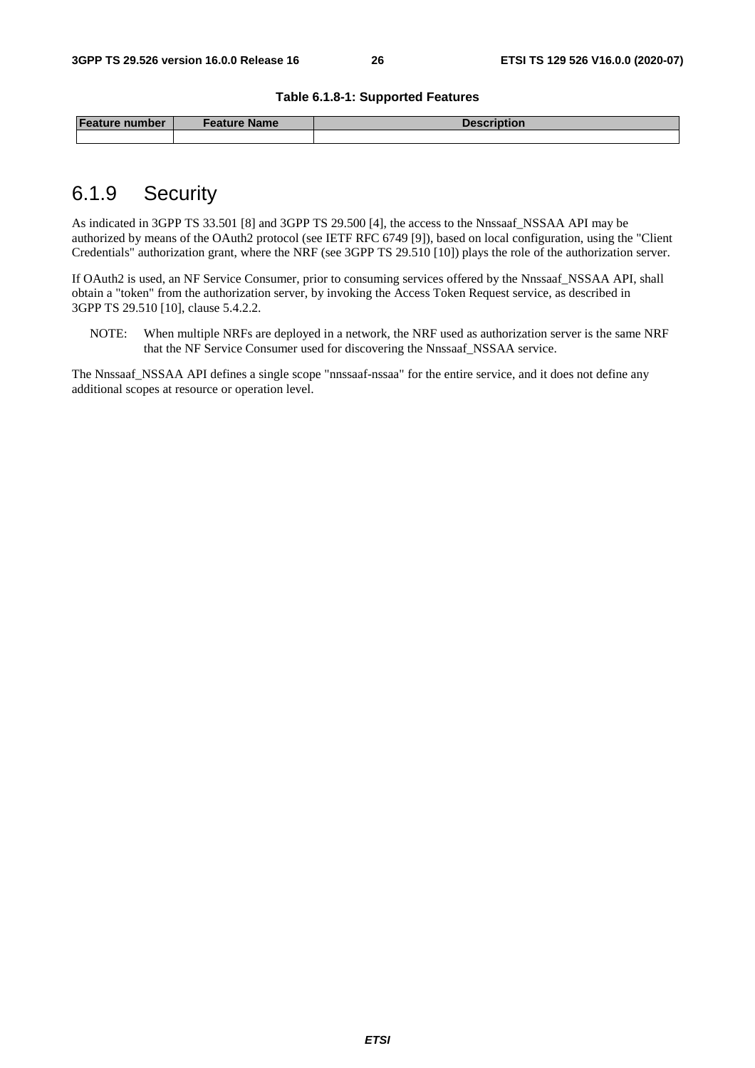**Table 6.1.8-1: Supported Features**

| Feature number | Feature Name | Description |
| --- | --- | --- |
| | | |

## 6.1.9 Security

As indicated in 3GPP TS 33.501 [8] and 3GPP TS 29.500 [4], the access to the Nnssaaf_NSSAA API may be authorized by means of the OAuth2 protocol (see IETF RFC 6749 [9]), based on local configuration, using the "Client Credentials" authorization grant, where the NRF (see 3GPP TS 29.510 [10]) plays the role of the authorization server.

If OAuth2 is used, an NF Service Consumer, prior to consuming services offered by the Nnssaaf_NSSAA API, shall obtain a "token" from the authorization server, by invoking the Access Token Request service, as described in 3GPP TS 29.510 [10], clause 5.4.2.2.

NOTE: When multiple NRFs are deployed in a network, the NRF used as authorization server is the same NRF that the NF Service Consumer used for discovering the Nnssaaf_NSSAA service.

The Nnssaaf_NSSAA API defines a single scope "nnssaaf-nssaa" for the entire service, and it does not define any additional scopes at resource or operation level.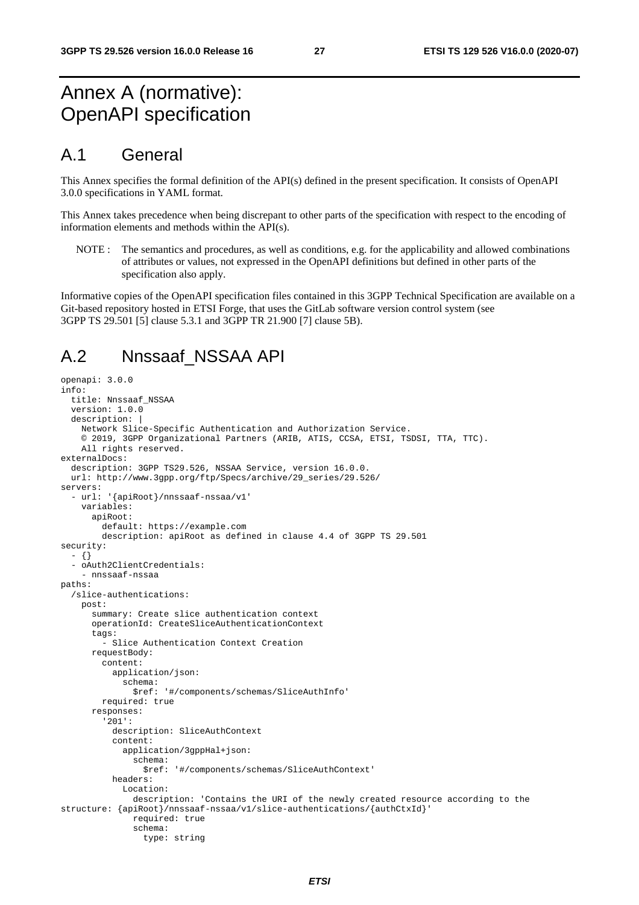# Annex A (normative): OpenAPI specification

## A.1 General

This Annex specifies the formal definition of the API(s) defined in the present specification. It consists of OpenAPI 3.0.0 specifications in YAML format.

This Annex takes precedence when being discrepant to other parts of the specification with respect to the encoding of information elements and methods within the API(s).

NOTE : The semantics and procedures, as well as conditions, e.g. for the applicability and allowed combinations of attributes or values, not expressed in the OpenAPI definitions but defined in other parts of the specification also apply.

Informative copies of the OpenAPI specification files contained in this 3GPP Technical Specification are available on a Git-based repository hosted in ETSI Forge, that uses the GitLab software version control system (see 3GPP TS 29.501 [5] clause 5.3.1 and 3GPP TR 21.900 [7] clause 5B).

## A.2 Nnssaaf_NSSAA API

```
openapi: 3.0.0
info:
  title: Nnssaaf_NSSAA
  version: 1.0.0
  description: |
    Network Slice-Specific Authentication and Authorization Service.
    © 2019, 3GPP Organizational Partners (ARIB, ATIS, CCSA, ETSI, TSDSI, TTA, TTC).
    All rights reserved.
externalDocs:
  description: 3GPP TS29.526, NSSAA Service, version 16.0.0.
  url: http://www.3gpp.org/ftp/Specs/archive/29_series/29.526/
servers:
  - url: '{apiRoot}/nnssaaf-nssaa/v1'
    variables:
      apiRoot:
        default: https://example.com
        description: apiRoot as defined in clause 4.4 of 3GPP TS 29.501
security:
  - {}
  - oAuth2ClientCredentials:
    - nnssaaf-nssaa
paths:
  /slice-authentications:
    post:
      summary: Create slice authentication context
      operationId: CreateSliceAuthenticationContext
      tags:
        - Slice Authentication Context Creation
      requestBody:
        content:
          application/json:
            schema:
              $ref: '#/components/schemas/SliceAuthInfo'
        required: true
      responses:
        '201':
          description: SliceAuthContext
          content:
            application/3gppHal+json:
              schema:
                $ref: '#/components/schemas/SliceAuthContext'
          headers:
            Location:
              description: 'Contains the URI of the newly created resource according to the
structure: {apiRoot}/nnssaaf-nssaa/v1/slice-authentications/{authCtxId}'
              required: true
              schema:
                type: string
```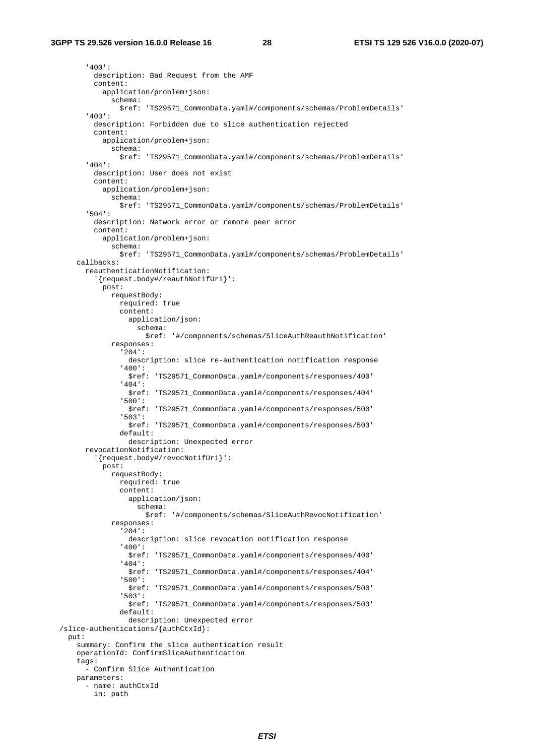```
        '400':
          description: Bad Request from the AMF
          content:
            application/problem+json:
              schema:
                $ref: 'TS29571_CommonData.yaml#/components/schemas/ProblemDetails'
        '403':
          description: Forbidden due to slice authentication rejected
          content:
            application/problem+json:
              schema:
                $ref: 'TS29571_CommonData.yaml#/components/schemas/ProblemDetails'
        '404':
          description: User does not exist
          content:
            application/problem+json:
              schema:
                $ref: 'TS29571_CommonData.yaml#/components/schemas/ProblemDetails'
        '504':
          description: Network error or remote peer error
          content:
            application/problem+json:
              schema:
                $ref: 'TS29571_CommonData.yaml#/components/schemas/ProblemDetails'
      callbacks:
        reauthenticationNotification:
          '{request.body#/reauthNotifUri}':
            post:
              requestBody:
                required: true
                content:
                  application/json:
                    schema:
                      $ref: '#/components/schemas/SliceAuthReauthNotification'
              responses:
                '204':
                  description: slice re-authentication notification response
                '400':
                  $ref: 'TS29571_CommonData.yaml#/components/responses/400'
                '404':
                  $ref: 'TS29571_CommonData.yaml#/components/responses/404'
                '500':
                  $ref: 'TS29571_CommonData.yaml#/components/responses/500'
                '503':
                  $ref: 'TS29571_CommonData.yaml#/components/responses/503'
                default:
                  description: Unexpected error
        revocationNotification:
          '{request.body#/revocNotifUri}':
            post:
              requestBody:
                required: true
                content:
                  application/json:
                    schema:
                      $ref: '#/components/schemas/SliceAuthRevocNotification'
              responses:
                '204':
                  description: slice revocation notification response
                '400':
                  $ref: 'TS29571_CommonData.yaml#/components/responses/400'
                '404':
                  $ref: 'TS29571_CommonData.yaml#/components/responses/404'
                '500':
                  $ref: 'TS29571_CommonData.yaml#/components/responses/500'
                '503':
                  $ref: 'TS29571_CommonData.yaml#/components/responses/503'
                default:
                  description: Unexpected error
  /slice-authentications/{authCtxId}:
    put:
      summary: Confirm the slice authentication result
      operationId: ConfirmSliceAuthentication
      tags:
        - Confirm Slice Authentication
      parameters:
        - name: authCtxId
          in: path
```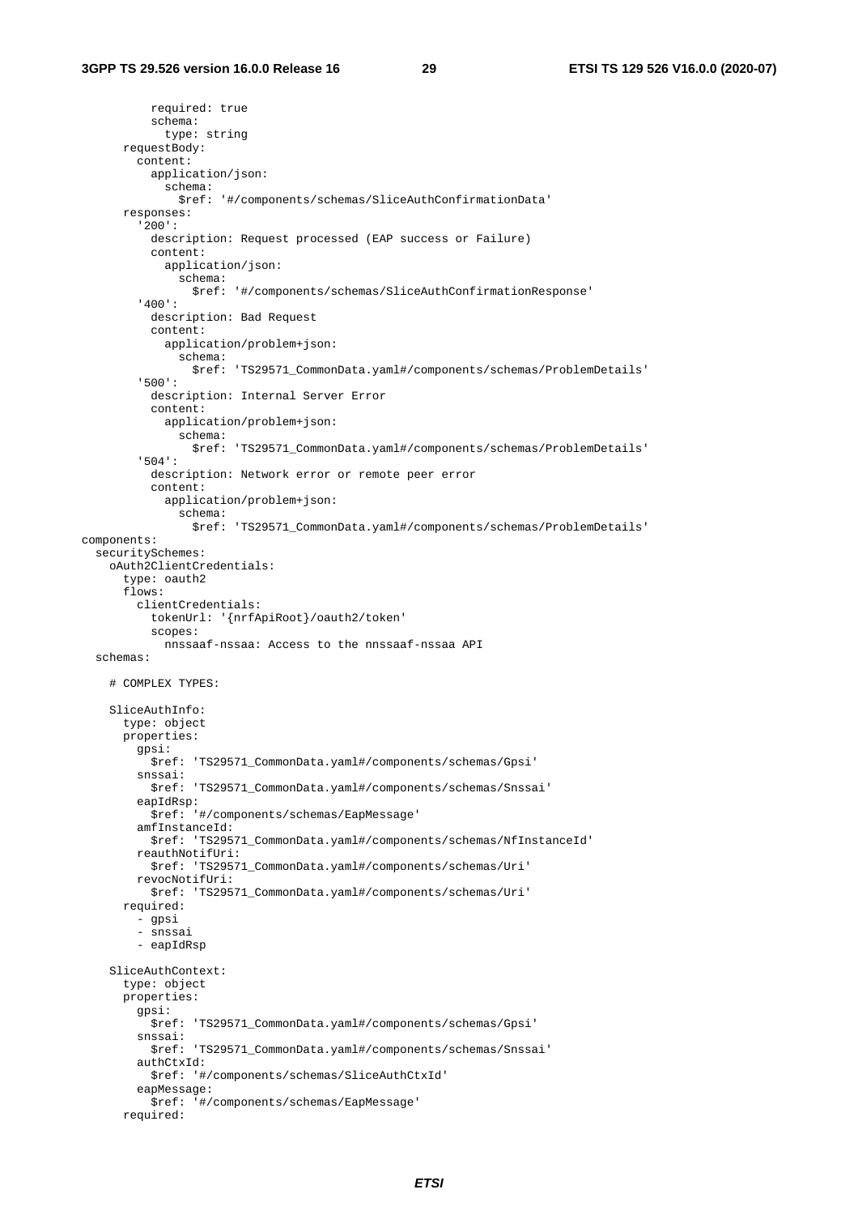```
          required: true
          schema:
            type: string
      requestBody:
        content:
          application/json:
            schema:
              $ref: '#/components/schemas/SliceAuthConfirmationData'
      responses:
        '200':
          description: Request processed (EAP success or Failure)
          content:
            application/json:
              schema:
                $ref: '#/components/schemas/SliceAuthConfirmationResponse'
        '400':
          description: Bad Request
          content:
            application/problem+json:
              schema:
                $ref: 'TS29571_CommonData.yaml#/components/schemas/ProblemDetails'
        '500':
          description: Internal Server Error
          content:
            application/problem+json:
              schema:
                $ref: 'TS29571_CommonData.yaml#/components/schemas/ProblemDetails'
        '504':
          description: Network error or remote peer error
          content:
            application/problem+json:
              schema:
                $ref: 'TS29571_CommonData.yaml#/components/schemas/ProblemDetails'
components:
  securitySchemes:
    oAuth2ClientCredentials:
      type: oauth2
      flows:
        clientCredentials:
          tokenUrl: '{nrfApiRoot}/oauth2/token'
          scopes:
            nnssaaf-nssaa: Access to the nnssaaf-nssaa API
  schemas:

    # COMPLEX TYPES:

    SliceAuthInfo:
      type: object
      properties:
        gpsi:
          $ref: 'TS29571_CommonData.yaml#/components/schemas/Gpsi'
        snssai:
          $ref: 'TS29571_CommonData.yaml#/components/schemas/Snssai'
        eapIdRsp:
          $ref: '#/components/schemas/EapMessage'
        amfInstanceId:
          $ref: 'TS29571_CommonData.yaml#/components/schemas/NfInstanceId'
        reauthNotifUri:
          $ref: 'TS29571_CommonData.yaml#/components/schemas/Uri'
        revocNotifUri:
          $ref: 'TS29571_CommonData.yaml#/components/schemas/Uri'
      required:
        - gpsi
        - snssai
        - eapIdRsp

    SliceAuthContext:
      type: object
      properties:
        gpsi:
          $ref: 'TS29571_CommonData.yaml#/components/schemas/Gpsi'
        snssai:
          $ref: 'TS29571_CommonData.yaml#/components/schemas/Snssai'
        authCtxId:
          $ref: '#/components/schemas/SliceAuthCtxId'
        eapMessage:
          $ref: '#/components/schemas/EapMessage'
      required:
```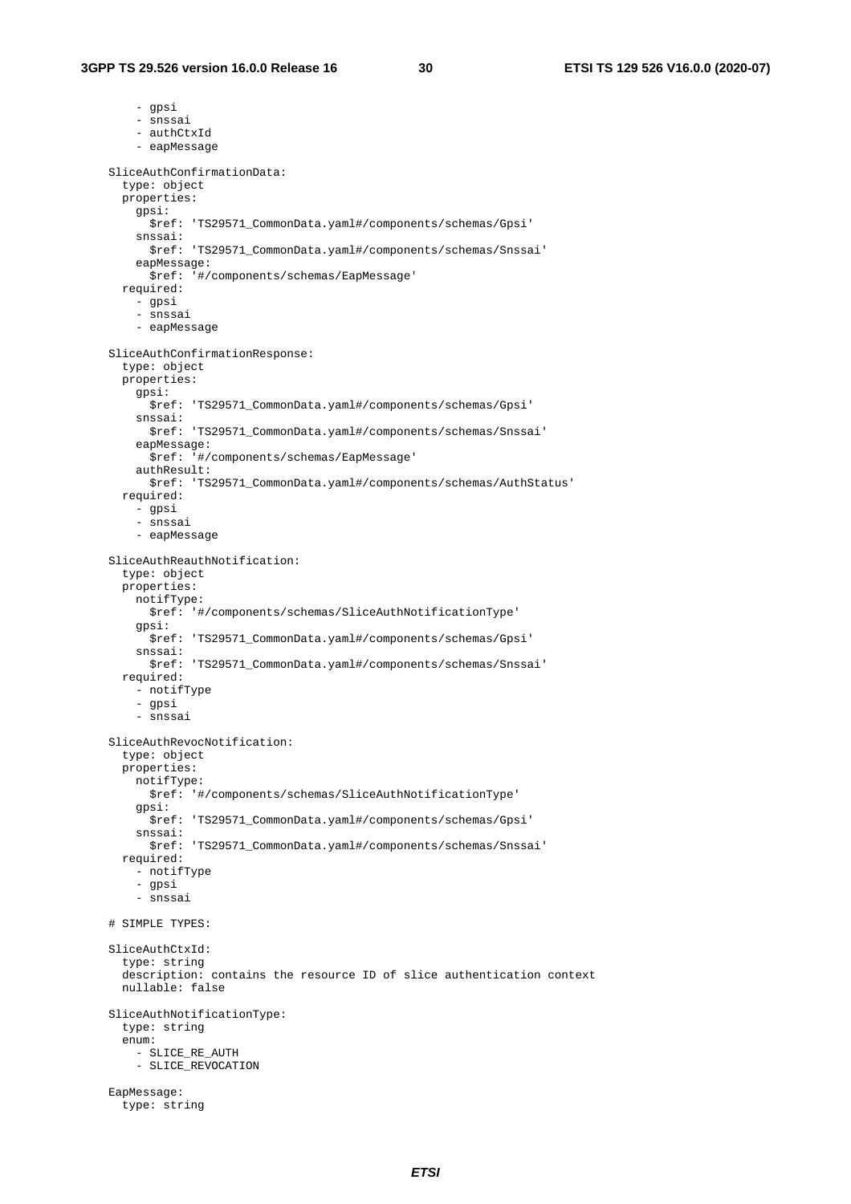```
        - gpsi
        - snssai
        - authCtxId
        - eapMessage

    SliceAuthConfirmationData:
      type: object
      properties:
        gpsi:
          $ref: 'TS29571_CommonData.yaml#/components/schemas/Gpsi'
        snssai:
          $ref: 'TS29571_CommonData.yaml#/components/schemas/Snssai'
        eapMessage:
          $ref: '#/components/schemas/EapMessage'
      required:
        - gpsi
        - snssai
        - eapMessage

    SliceAuthConfirmationResponse:
      type: object
      properties:
        gpsi:
          $ref: 'TS29571_CommonData.yaml#/components/schemas/Gpsi'
        snssai:
          $ref: 'TS29571_CommonData.yaml#/components/schemas/Snssai'
        eapMessage:
          $ref: '#/components/schemas/EapMessage'
        authResult:
          $ref: 'TS29571_CommonData.yaml#/components/schemas/AuthStatus'
      required:
        - gpsi
        - snssai
        - eapMessage

    SliceAuthReauthNotification:
      type: object
      properties:
        notifType:
          $ref: '#/components/schemas/SliceAuthNotificationType'
        gpsi:
          $ref: 'TS29571_CommonData.yaml#/components/schemas/Gpsi'
        snssai:
          $ref: 'TS29571_CommonData.yaml#/components/schemas/Snssai'
      required:
        - notifType
        - gpsi
        - snssai

    SliceAuthRevocNotification:
      type: object
      properties:
        notifType:
          $ref: '#/components/schemas/SliceAuthNotificationType'
        gpsi:
          $ref: 'TS29571_CommonData.yaml#/components/schemas/Gpsi'
        snssai:
          $ref: 'TS29571_CommonData.yaml#/components/schemas/Snssai'
      required:
        - notifType
        - gpsi
        - snssai

# SIMPLE TYPES:

    SliceAuthCtxId:
      type: string
      description: contains the resource ID of slice authentication context
      nullable: false

    SliceAuthNotificationType:
      type: string
      enum:
        - SLICE_RE_AUTH
        - SLICE_REVOCATION

    EapMessage:
      type: string
```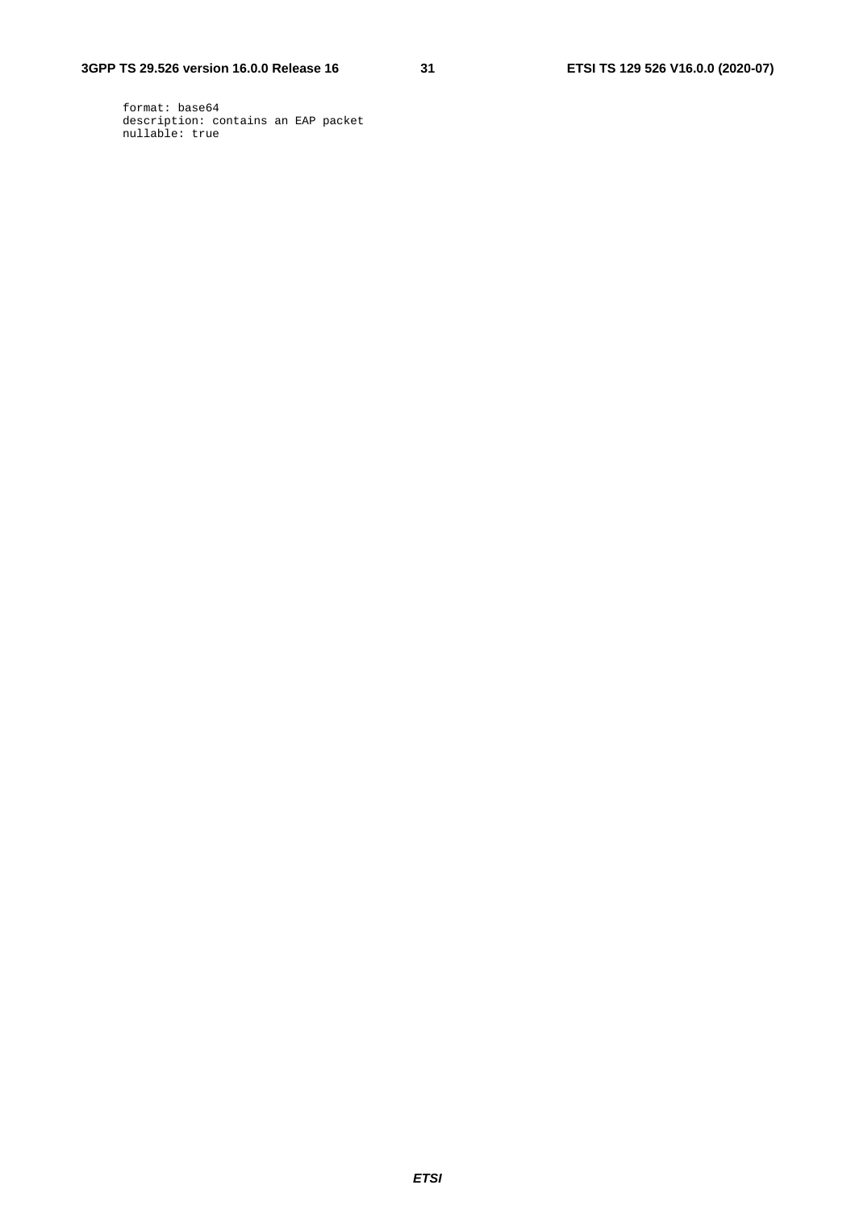```
      format: base64
      description: contains an EAP packet
      nullable: true
```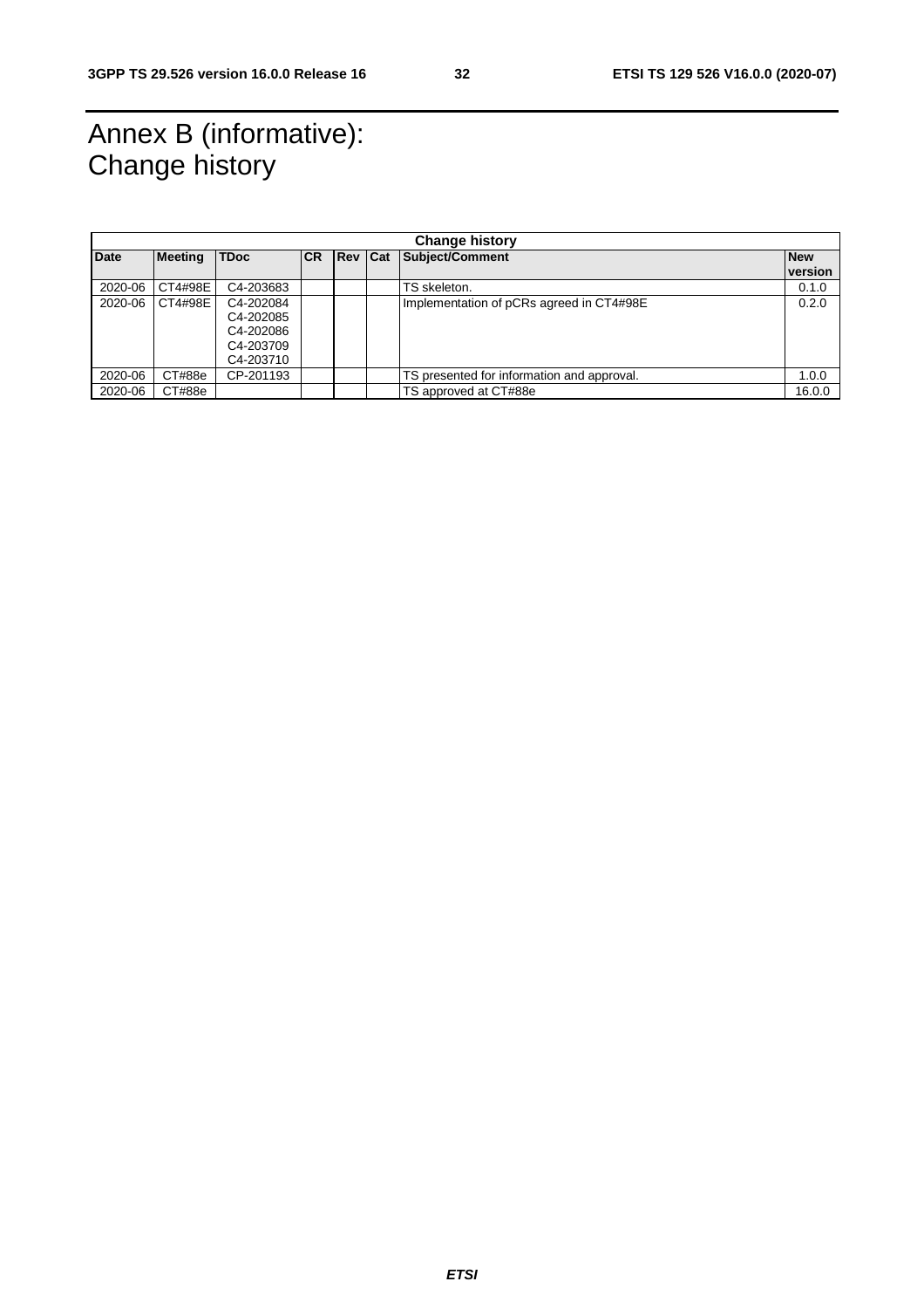# Annex B (informative): Change history

| Change history | | | | | | | |
|---|---|---|---|---|---|---|---|
| **Date** | **Meeting** | **TDoc** | **CR** | **Rev** | **Cat** | **Subject/Comment** | **New version** |
| 2020-06 | CT4#98E | C4-203683 | | | | TS skeleton. | 0.1.0 |
| 2020-06 | CT4#98E | C4-202084<br>C4-202085<br>C4-202086<br>C4-203709<br>C4-203710 | | | | Implementation of pCRs agreed in CT4#98E | 0.2.0 |
| 2020-06 | CT#88e | CP-201193 | | | | TS presented for information and approval. | 1.0.0 |
| 2020-06 | CT#88e | | | | | TS approved at CT#88e | 16.0.0 |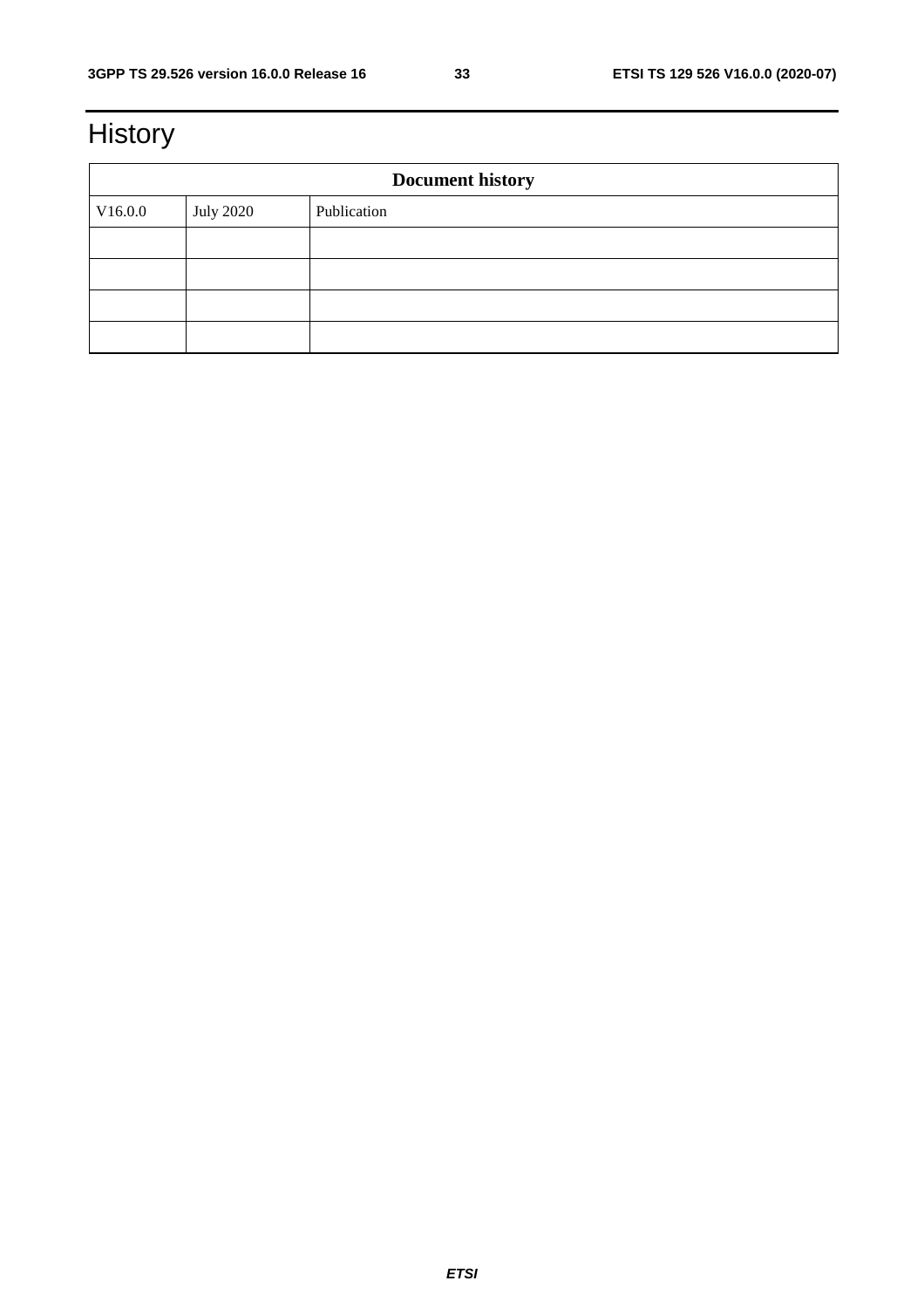# History

| Document history | | |
|---|---|---|
| V16.0.0 | July 2020 | Publication |
| | | |
| | | |
| | | |
| | | |